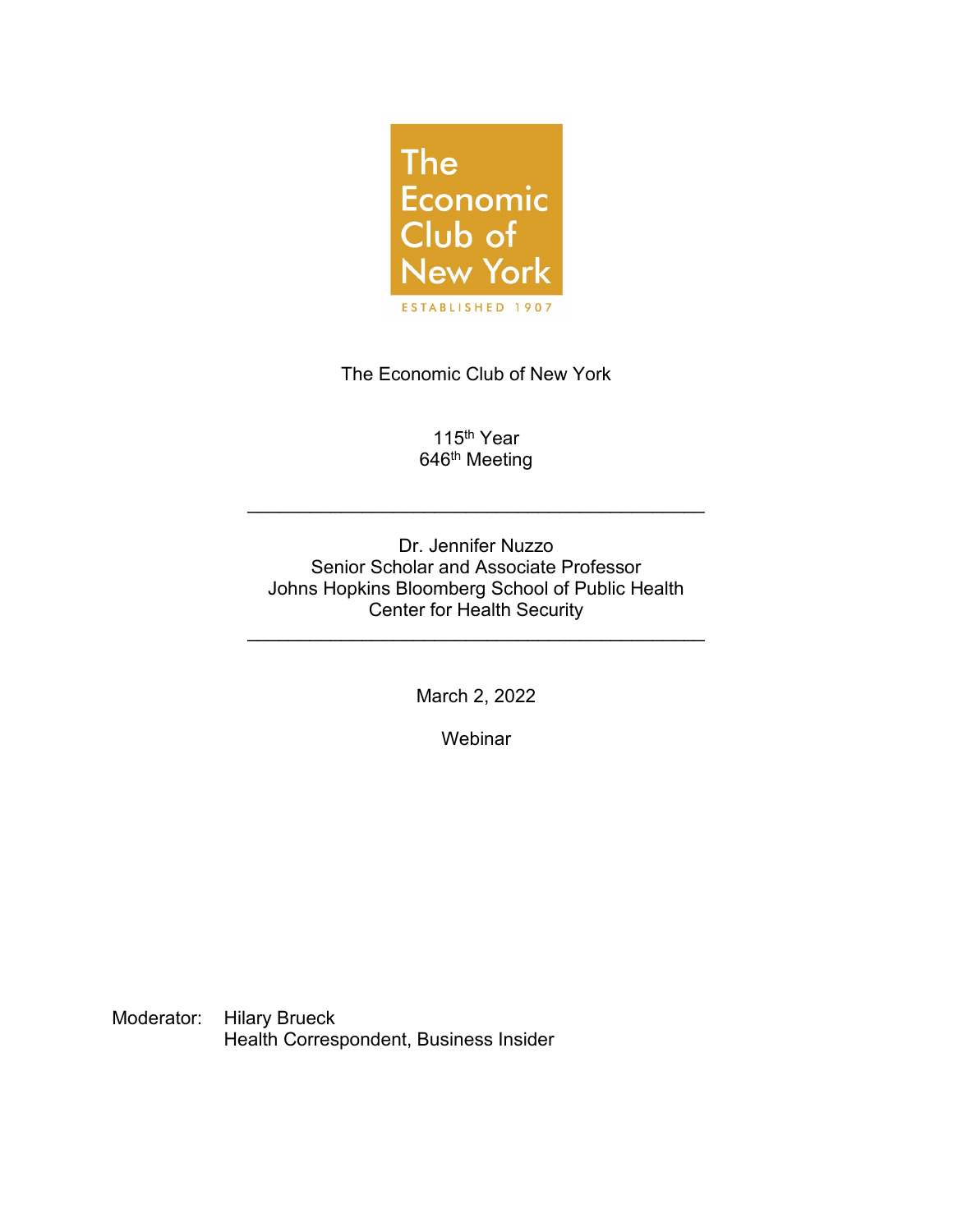The Economic Club of New York

ESTABLISHED 1907

The Economic Club of New York

115th Year
646th Meeting

---

Dr. Jennifer Nuzzo
Senior Scholar and Associate Professor
Johns Hopkins Bloomberg School of Public Health
Center for Health Security

---

March 2, 2022

Webinar

Moderator: Hilary Brueck
Health Correspondent, Business Insider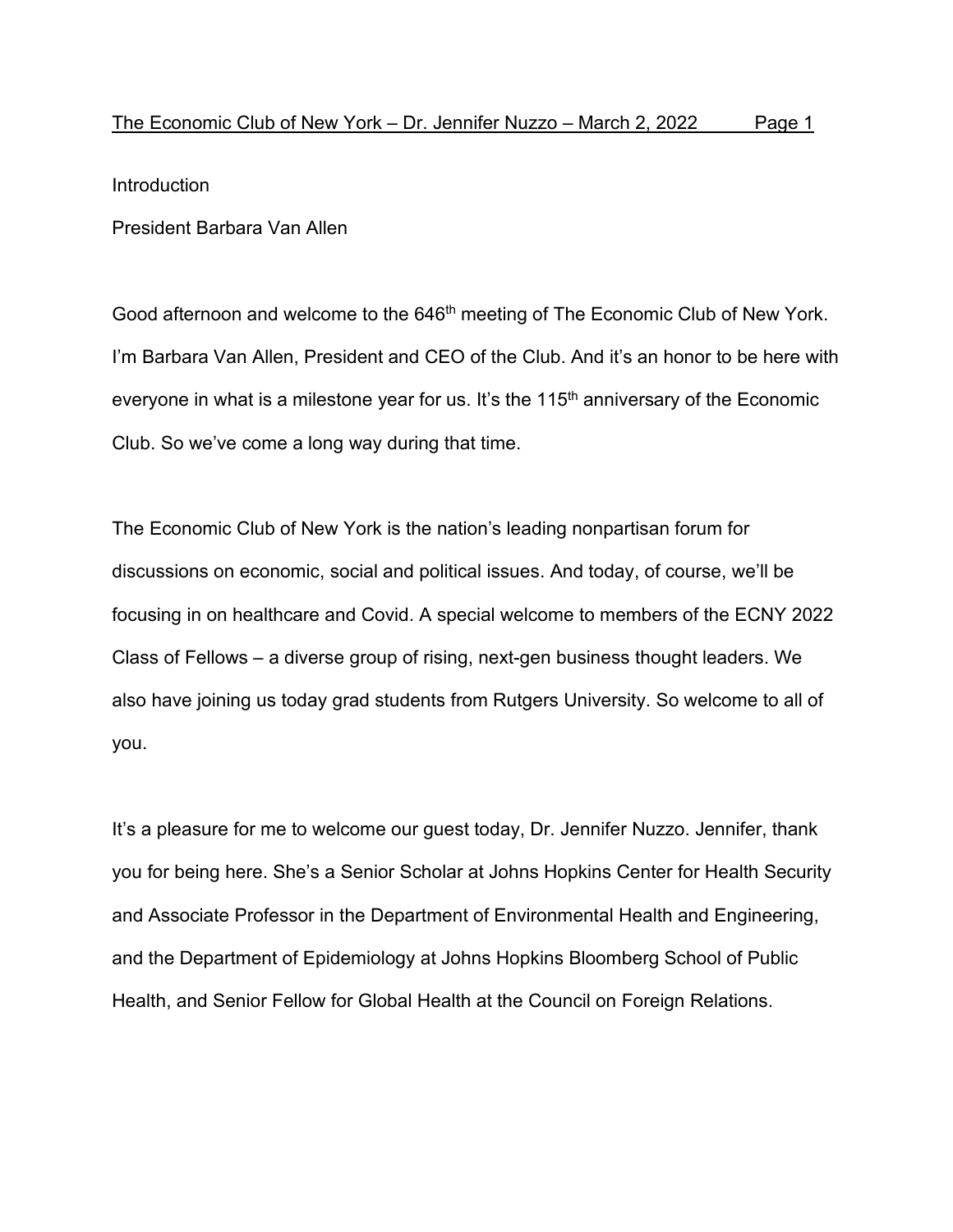Introduction

President Barbara Van Allen

Good afternoon and welcome to the 646th meeting of The Economic Club of New York. I'm Barbara Van Allen, President and CEO of the Club. And it's an honor to be here with everyone in what is a milestone year for us. It's the 115th anniversary of the Economic Club. So we've come a long way during that time.

The Economic Club of New York is the nation's leading nonpartisan forum for discussions on economic, social and political issues. And today, of course, we'll be focusing in on healthcare and Covid. A special welcome to members of the ECNY 2022 Class of Fellows – a diverse group of rising, next-gen business thought leaders. We also have joining us today grad students from Rutgers University. So welcome to all of you.

It's a pleasure for me to welcome our guest today, Dr. Jennifer Nuzzo. Jennifer, thank you for being here. She's a Senior Scholar at Johns Hopkins Center for Health Security and Associate Professor in the Department of Environmental Health and Engineering, and the Department of Epidemiology at Johns Hopkins Bloomberg School of Public Health, and Senior Fellow for Global Health at the Council on Foreign Relations.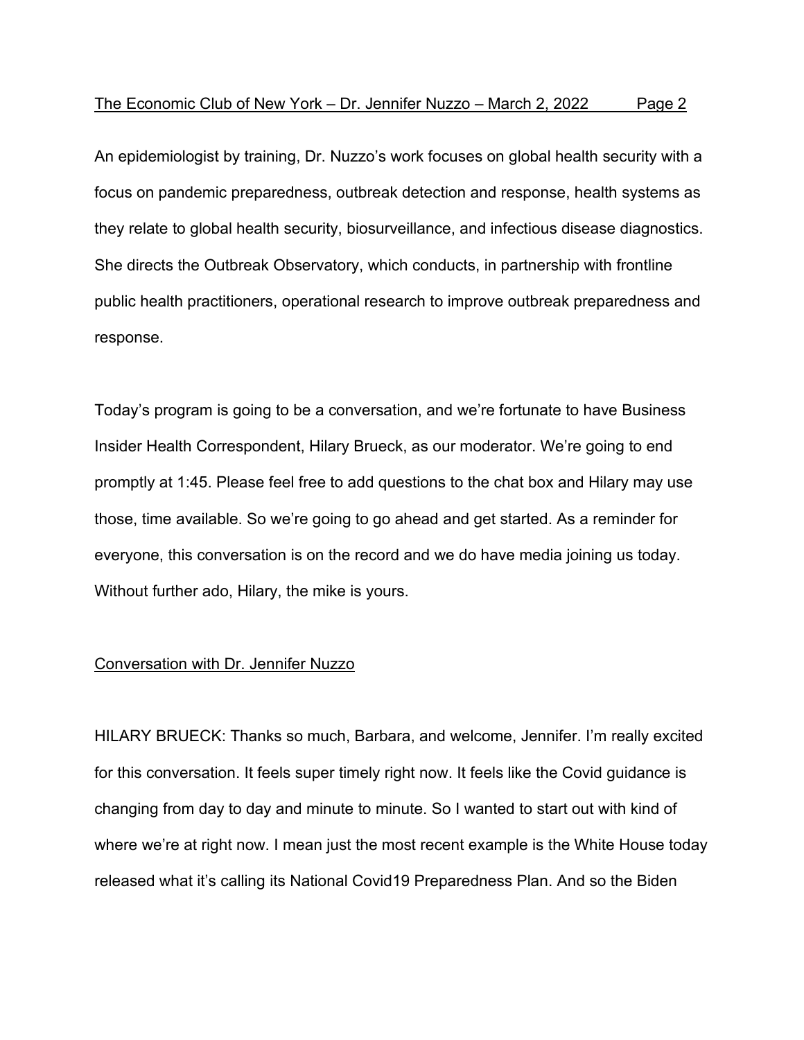An epidemiologist by training, Dr. Nuzzo's work focuses on global health security with a focus on pandemic preparedness, outbreak detection and response, health systems as they relate to global health security, biosurveillance, and infectious disease diagnostics. She directs the Outbreak Observatory, which conducts, in partnership with frontline public health practitioners, operational research to improve outbreak preparedness and response.

Today's program is going to be a conversation, and we're fortunate to have Business Insider Health Correspondent, Hilary Brueck, as our moderator. We're going to end promptly at 1:45. Please feel free to add questions to the chat box and Hilary may use those, time available. So we're going to go ahead and get started. As a reminder for everyone, this conversation is on the record and we do have media joining us today. Without further ado, Hilary, the mike is yours.

## Conversation with Dr. Jennifer Nuzzo

HILARY BRUECK: Thanks so much, Barbara, and welcome, Jennifer. I'm really excited for this conversation. It feels super timely right now. It feels like the Covid guidance is changing from day to day and minute to minute. So I wanted to start out with kind of where we're at right now. I mean just the most recent example is the White House today released what it's calling its National Covid19 Preparedness Plan. And so the Biden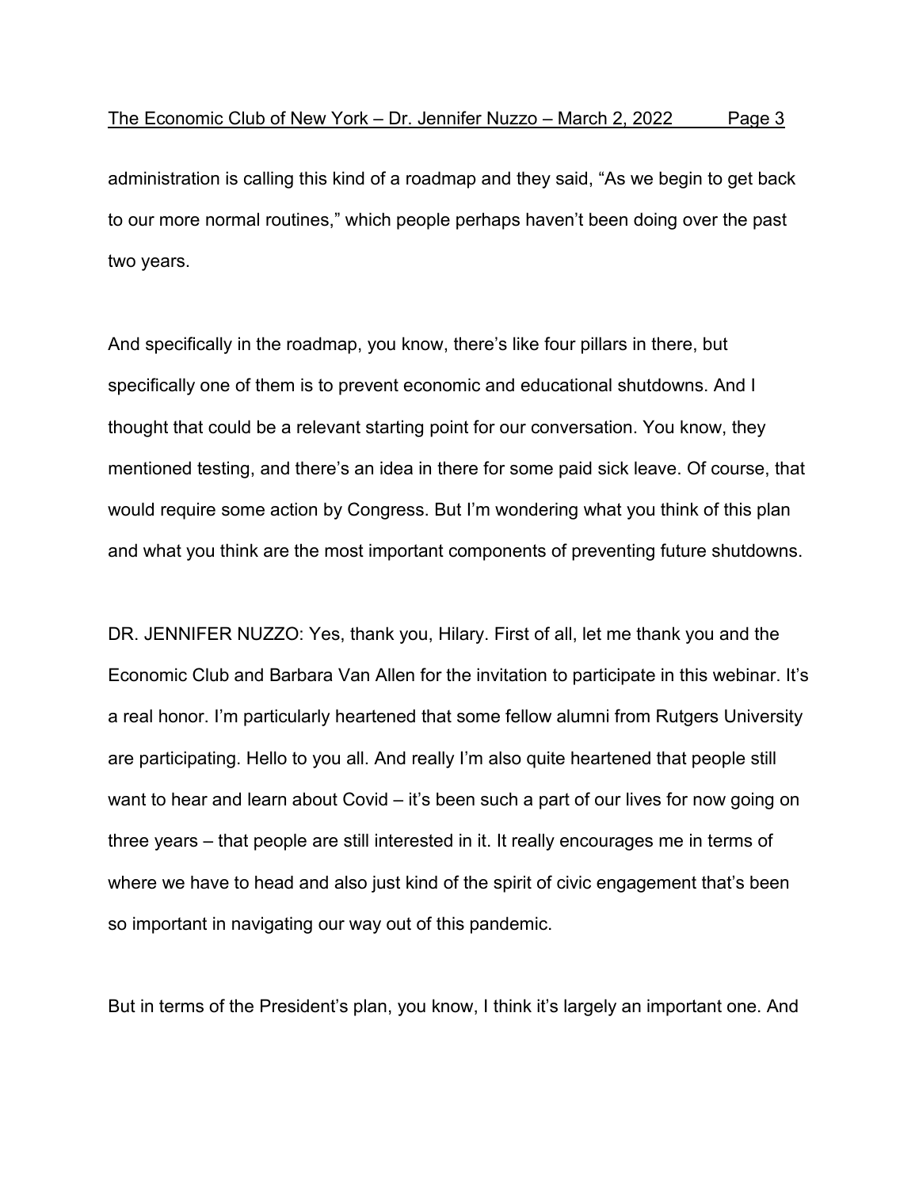administration is calling this kind of a roadmap and they said, "As we begin to get back to our more normal routines," which people perhaps haven't been doing over the past two years.

And specifically in the roadmap, you know, there's like four pillars in there, but specifically one of them is to prevent economic and educational shutdowns. And I thought that could be a relevant starting point for our conversation. You know, they mentioned testing, and there's an idea in there for some paid sick leave. Of course, that would require some action by Congress. But I'm wondering what you think of this plan and what you think are the most important components of preventing future shutdowns.

DR. JENNIFER NUZZO: Yes, thank you, Hilary. First of all, let me thank you and the Economic Club and Barbara Van Allen for the invitation to participate in this webinar. It's a real honor. I'm particularly heartened that some fellow alumni from Rutgers University are participating. Hello to you all. And really I'm also quite heartened that people still want to hear and learn about Covid – it's been such a part of our lives for now going on three years – that people are still interested in it. It really encourages me in terms of where we have to head and also just kind of the spirit of civic engagement that's been so important in navigating our way out of this pandemic.

But in terms of the President's plan, you know, I think it's largely an important one. And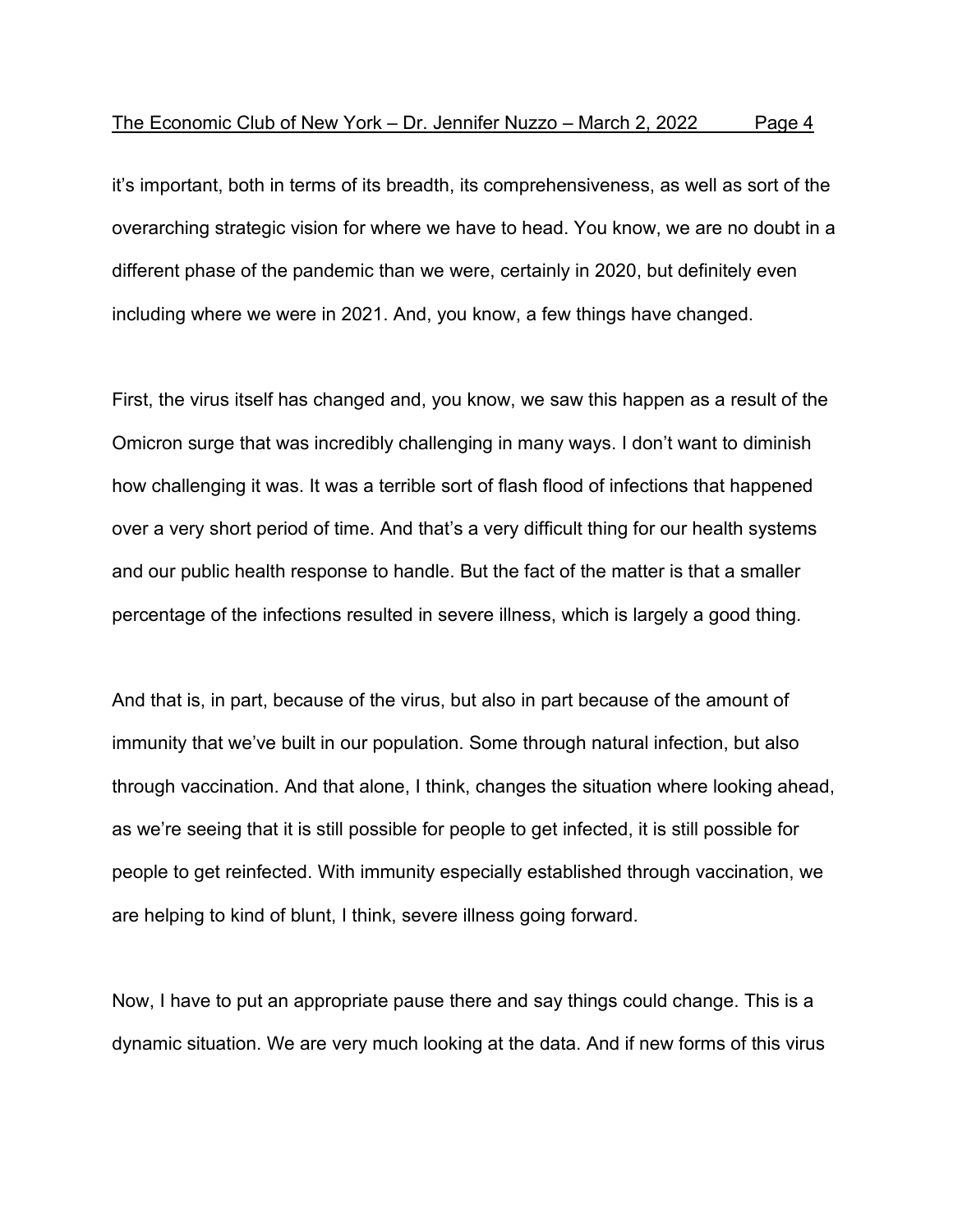it's important, both in terms of its breadth, its comprehensiveness, as well as sort of the overarching strategic vision for where we have to head. You know, we are no doubt in a different phase of the pandemic than we were, certainly in 2020, but definitely even including where we were in 2021. And, you know, a few things have changed.

First, the virus itself has changed and, you know, we saw this happen as a result of the Omicron surge that was incredibly challenging in many ways. I don't want to diminish how challenging it was. It was a terrible sort of flash flood of infections that happened over a very short period of time. And that's a very difficult thing for our health systems and our public health response to handle. But the fact of the matter is that a smaller percentage of the infections resulted in severe illness, which is largely a good thing.

And that is, in part, because of the virus, but also in part because of the amount of immunity that we've built in our population. Some through natural infection, but also through vaccination. And that alone, I think, changes the situation where looking ahead, as we're seeing that it is still possible for people to get infected, it is still possible for people to get reinfected. With immunity especially established through vaccination, we are helping to kind of blunt, I think, severe illness going forward.

Now, I have to put an appropriate pause there and say things could change. This is a dynamic situation. We are very much looking at the data. And if new forms of this virus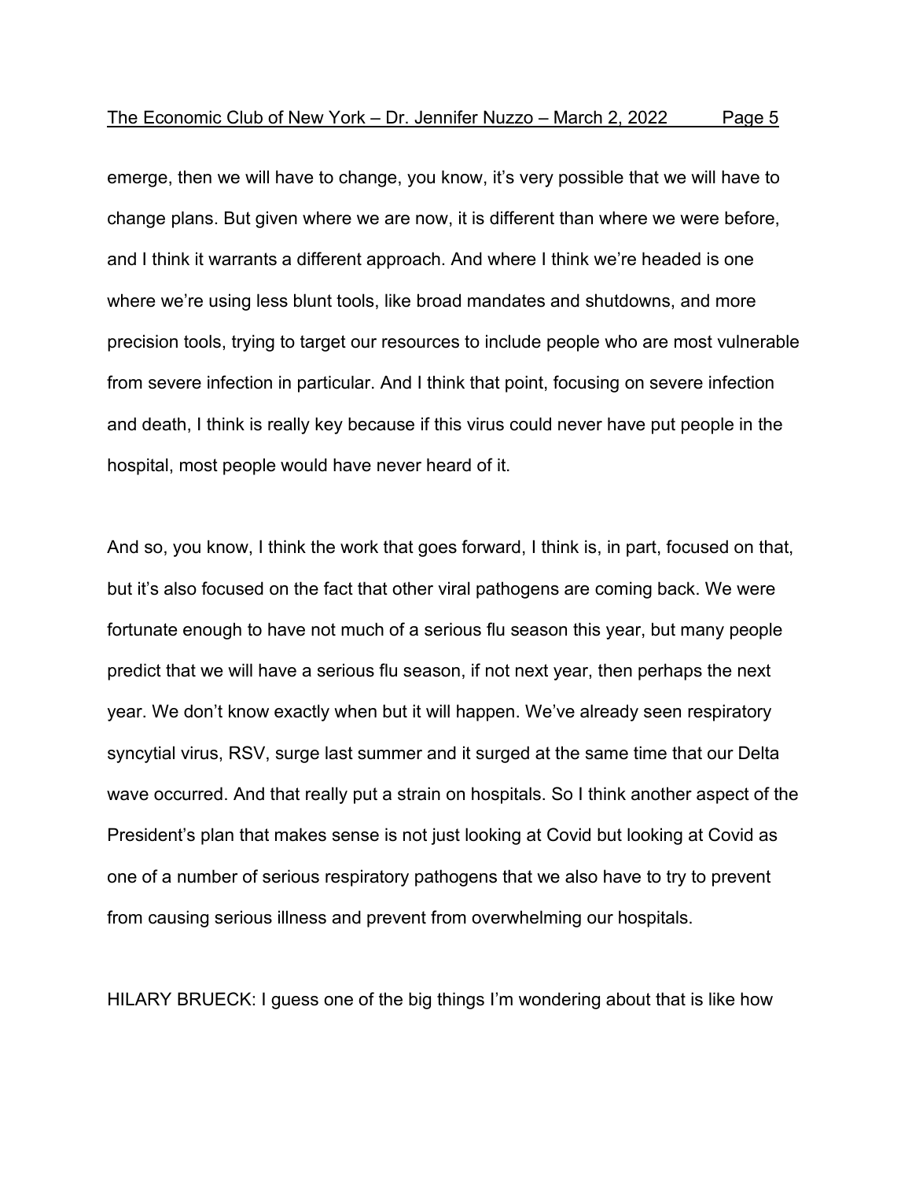emerge, then we will have to change, you know, it's very possible that we will have to change plans. But given where we are now, it is different than where we were before, and I think it warrants a different approach. And where I think we're headed is one where we're using less blunt tools, like broad mandates and shutdowns, and more precision tools, trying to target our resources to include people who are most vulnerable from severe infection in particular. And I think that point, focusing on severe infection and death, I think is really key because if this virus could never have put people in the hospital, most people would have never heard of it.

And so, you know, I think the work that goes forward, I think is, in part, focused on that, but it's also focused on the fact that other viral pathogens are coming back. We were fortunate enough to have not much of a serious flu season this year, but many people predict that we will have a serious flu season, if not next year, then perhaps the next year. We don't know exactly when but it will happen. We've already seen respiratory syncytial virus, RSV, surge last summer and it surged at the same time that our Delta wave occurred. And that really put a strain on hospitals. So I think another aspect of the President's plan that makes sense is not just looking at Covid but looking at Covid as one of a number of serious respiratory pathogens that we also have to try to prevent from causing serious illness and prevent from overwhelming our hospitals.

HILARY BRUECK: I guess one of the big things I'm wondering about that is like how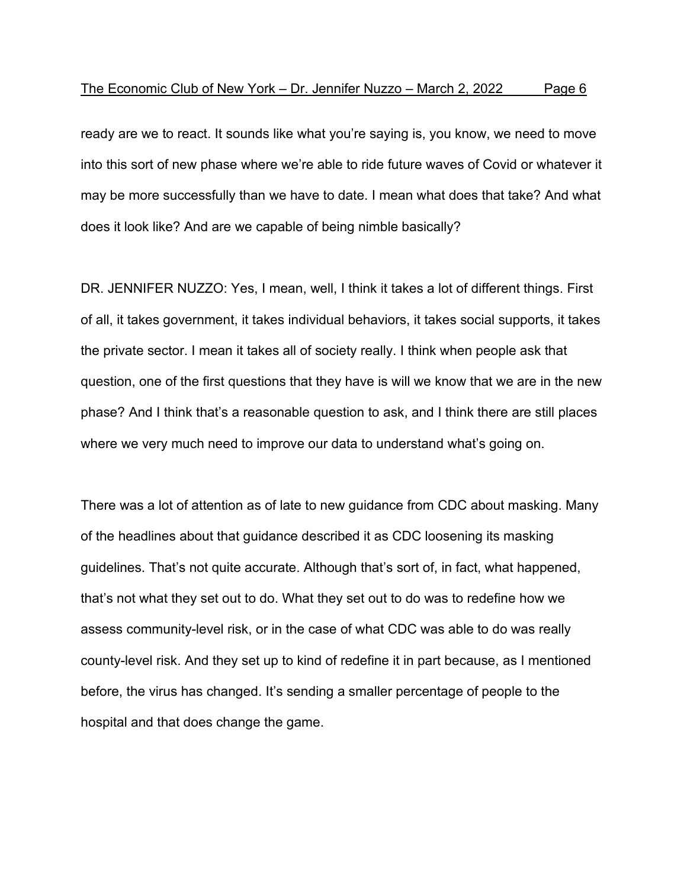ready are we to react. It sounds like what you're saying is, you know, we need to move into this sort of new phase where we're able to ride future waves of Covid or whatever it may be more successfully than we have to date. I mean what does that take? And what does it look like? And are we capable of being nimble basically?

DR. JENNIFER NUZZO: Yes, I mean, well, I think it takes a lot of different things. First of all, it takes government, it takes individual behaviors, it takes social supports, it takes the private sector. I mean it takes all of society really. I think when people ask that question, one of the first questions that they have is will we know that we are in the new phase? And I think that's a reasonable question to ask, and I think there are still places where we very much need to improve our data to understand what's going on.

There was a lot of attention as of late to new guidance from CDC about masking. Many of the headlines about that guidance described it as CDC loosening its masking guidelines. That's not quite accurate. Although that's sort of, in fact, what happened, that's not what they set out to do. What they set out to do was to redefine how we assess community-level risk, or in the case of what CDC was able to do was really county-level risk. And they set up to kind of redefine it in part because, as I mentioned before, the virus has changed. It's sending a smaller percentage of people to the hospital and that does change the game.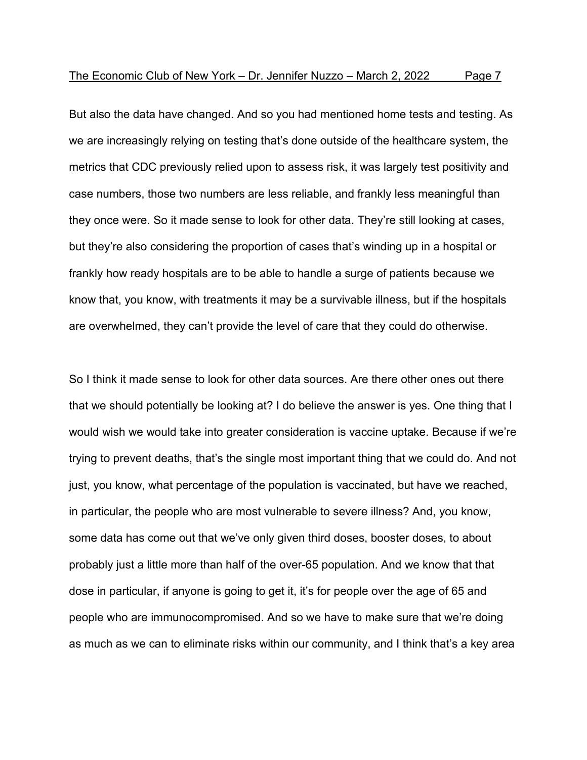But also the data have changed. And so you had mentioned home tests and testing. As we are increasingly relying on testing that's done outside of the healthcare system, the metrics that CDC previously relied upon to assess risk, it was largely test positivity and case numbers, those two numbers are less reliable, and frankly less meaningful than they once were. So it made sense to look for other data. They're still looking at cases, but they're also considering the proportion of cases that's winding up in a hospital or frankly how ready hospitals are to be able to handle a surge of patients because we know that, you know, with treatments it may be a survivable illness, but if the hospitals are overwhelmed, they can't provide the level of care that they could do otherwise.

So I think it made sense to look for other data sources. Are there other ones out there that we should potentially be looking at? I do believe the answer is yes. One thing that I would wish we would take into greater consideration is vaccine uptake. Because if we're trying to prevent deaths, that's the single most important thing that we could do. And not just, you know, what percentage of the population is vaccinated, but have we reached, in particular, the people who are most vulnerable to severe illness? And, you know, some data has come out that we've only given third doses, booster doses, to about probably just a little more than half of the over-65 population. And we know that that dose in particular, if anyone is going to get it, it's for people over the age of 65 and people who are immunocompromised. And so we have to make sure that we're doing as much as we can to eliminate risks within our community, and I think that's a key area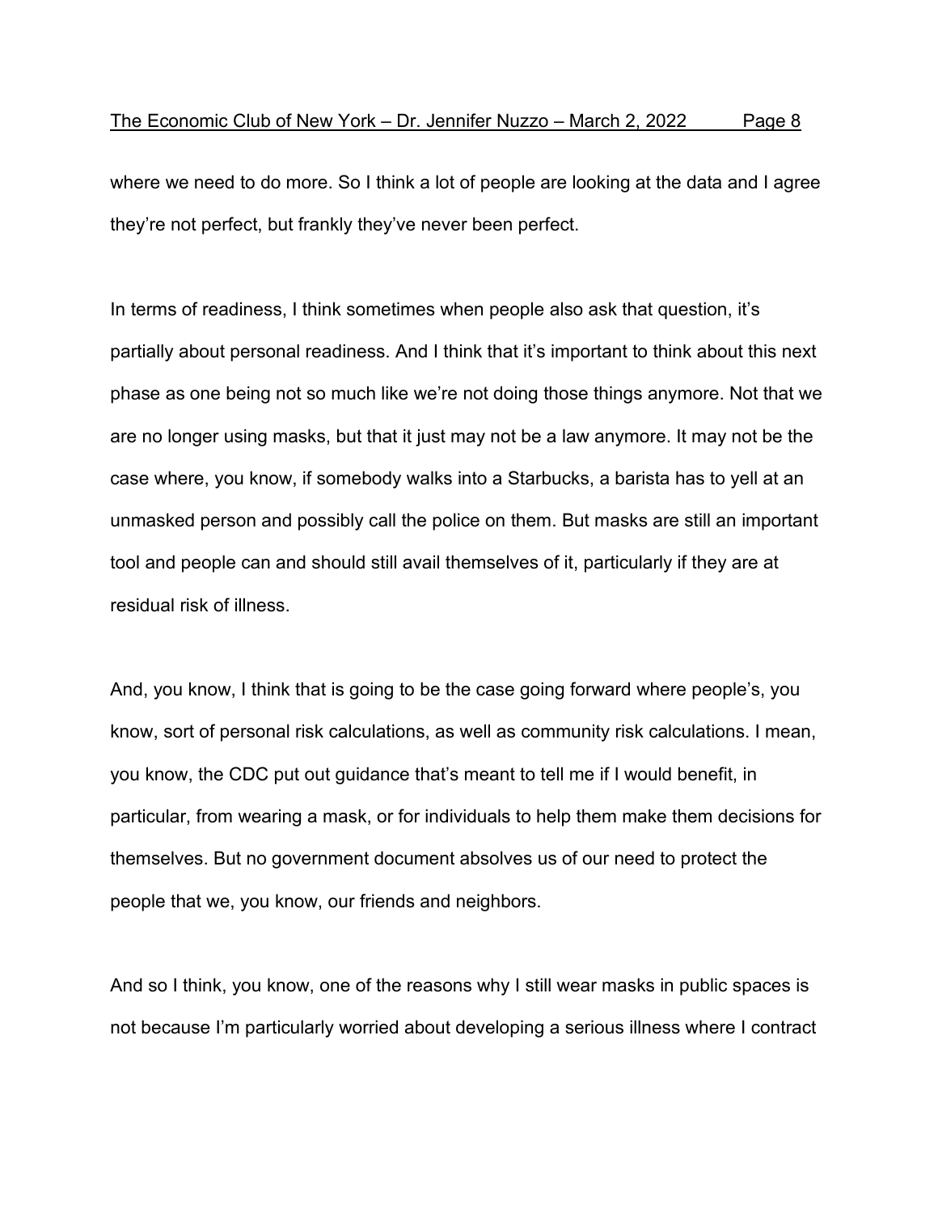where we need to do more. So I think a lot of people are looking at the data and I agree they're not perfect, but frankly they've never been perfect.

In terms of readiness, I think sometimes when people also ask that question, it's partially about personal readiness. And I think that it's important to think about this next phase as one being not so much like we're not doing those things anymore. Not that we are no longer using masks, but that it just may not be a law anymore. It may not be the case where, you know, if somebody walks into a Starbucks, a barista has to yell at an unmasked person and possibly call the police on them. But masks are still an important tool and people can and should still avail themselves of it, particularly if they are at residual risk of illness.

And, you know, I think that is going to be the case going forward where people's, you know, sort of personal risk calculations, as well as community risk calculations. I mean, you know, the CDC put out guidance that's meant to tell me if I would benefit, in particular, from wearing a mask, or for individuals to help them make them decisions for themselves. But no government document absolves us of our need to protect the people that we, you know, our friends and neighbors.

And so I think, you know, one of the reasons why I still wear masks in public spaces is not because I'm particularly worried about developing a serious illness where I contract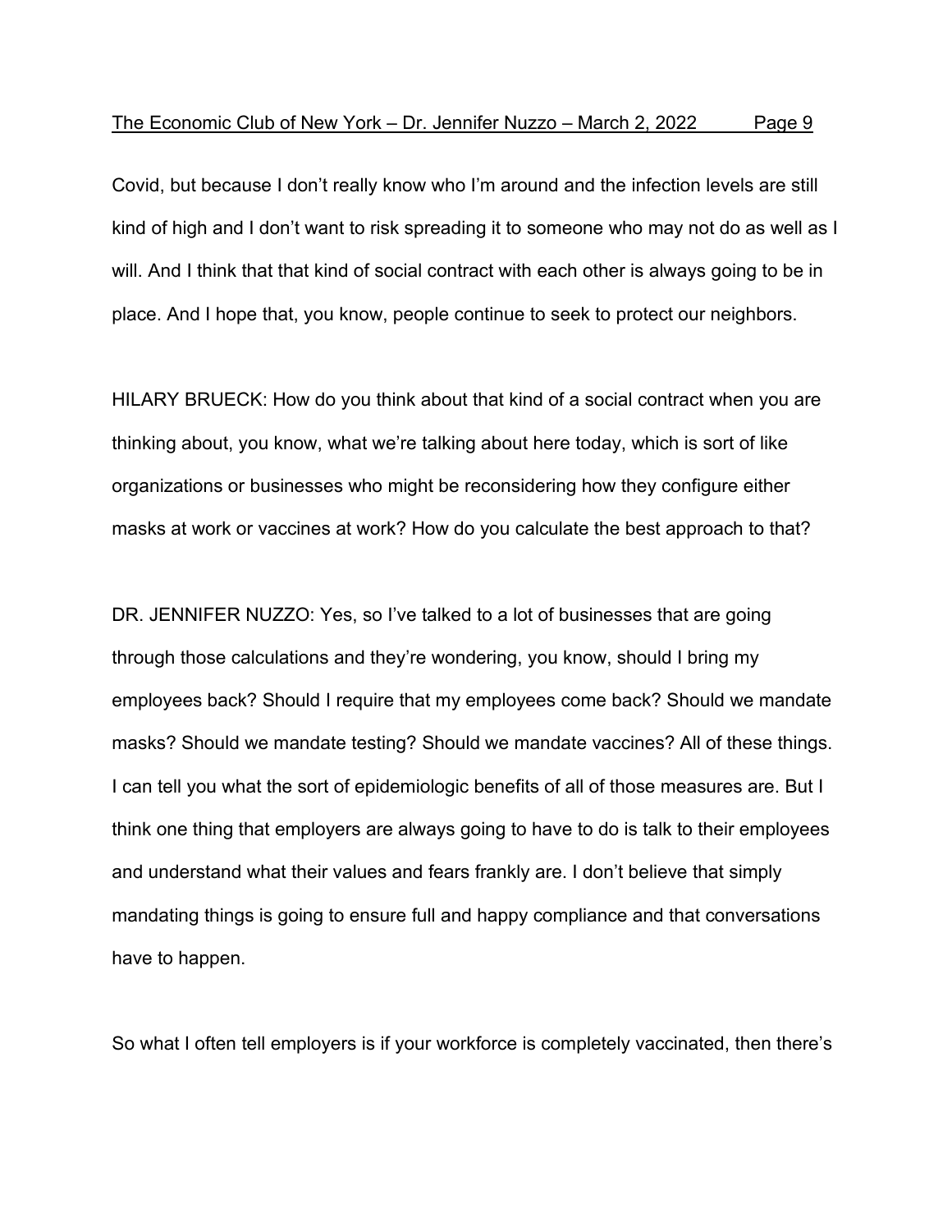Covid, but because I don't really know who I'm around and the infection levels are still kind of high and I don't want to risk spreading it to someone who may not do as well as I will. And I think that that kind of social contract with each other is always going to be in place. And I hope that, you know, people continue to seek to protect our neighbors.

HILARY BRUECK: How do you think about that kind of a social contract when you are thinking about, you know, what we're talking about here today, which is sort of like organizations or businesses who might be reconsidering how they configure either masks at work or vaccines at work? How do you calculate the best approach to that?

DR. JENNIFER NUZZO: Yes, so I've talked to a lot of businesses that are going through those calculations and they're wondering, you know, should I bring my employees back? Should I require that my employees come back? Should we mandate masks? Should we mandate testing? Should we mandate vaccines? All of these things. I can tell you what the sort of epidemiologic benefits of all of those measures are. But I think one thing that employers are always going to have to do is talk to their employees and understand what their values and fears frankly are. I don't believe that simply mandating things is going to ensure full and happy compliance and that conversations have to happen.

So what I often tell employers is if your workforce is completely vaccinated, then there's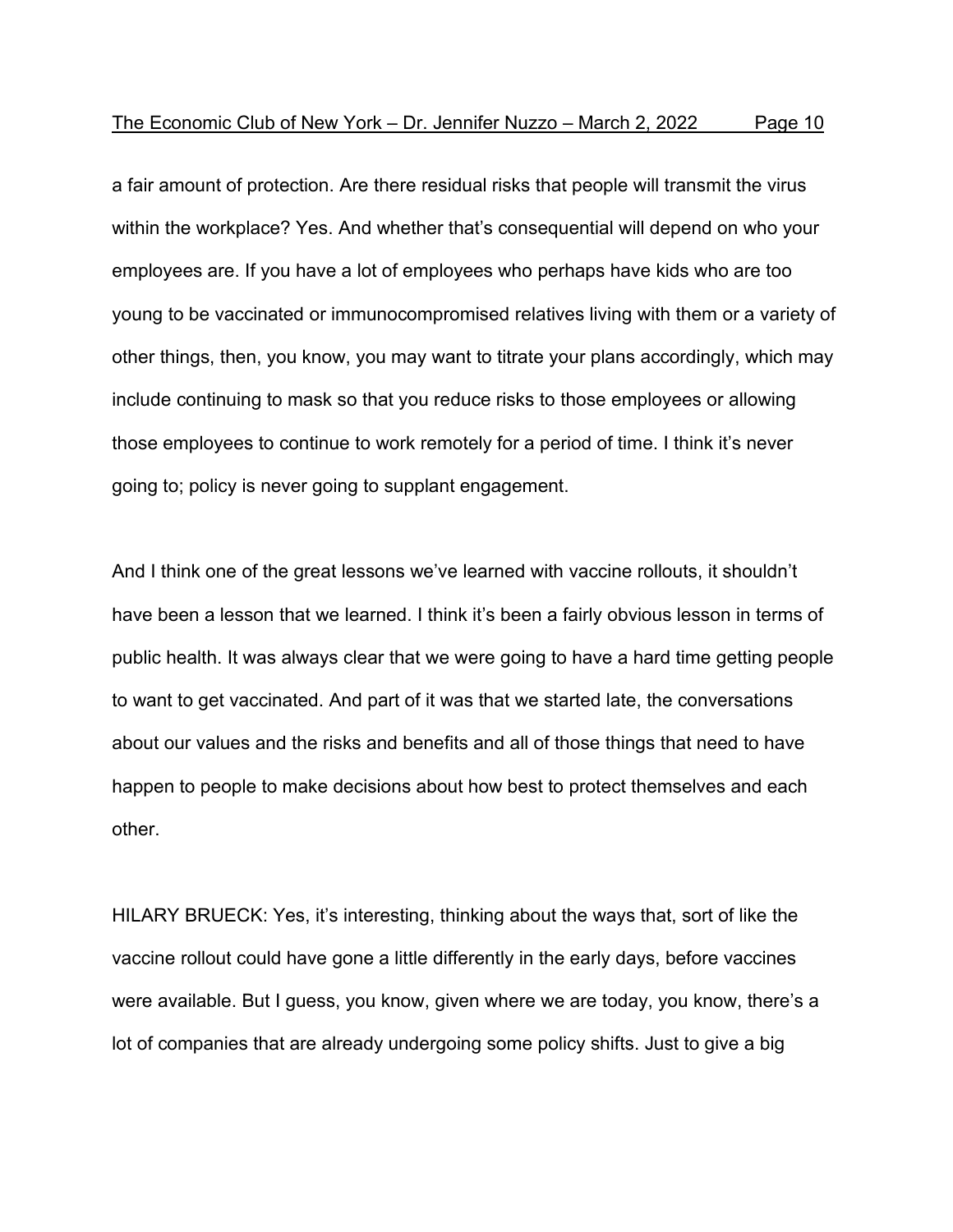a fair amount of protection. Are there residual risks that people will transmit the virus within the workplace? Yes. And whether that's consequential will depend on who your employees are. If you have a lot of employees who perhaps have kids who are too young to be vaccinated or immunocompromised relatives living with them or a variety of other things, then, you know, you may want to titrate your plans accordingly, which may include continuing to mask so that you reduce risks to those employees or allowing those employees to continue to work remotely for a period of time. I think it's never going to; policy is never going to supplant engagement.

And I think one of the great lessons we've learned with vaccine rollouts, it shouldn't have been a lesson that we learned. I think it's been a fairly obvious lesson in terms of public health. It was always clear that we were going to have a hard time getting people to want to get vaccinated. And part of it was that we started late, the conversations about our values and the risks and benefits and all of those things that need to have happen to people to make decisions about how best to protect themselves and each other.

HILARY BRUECK: Yes, it's interesting, thinking about the ways that, sort of like the vaccine rollout could have gone a little differently in the early days, before vaccines were available. But I guess, you know, given where we are today, you know, there's a lot of companies that are already undergoing some policy shifts. Just to give a big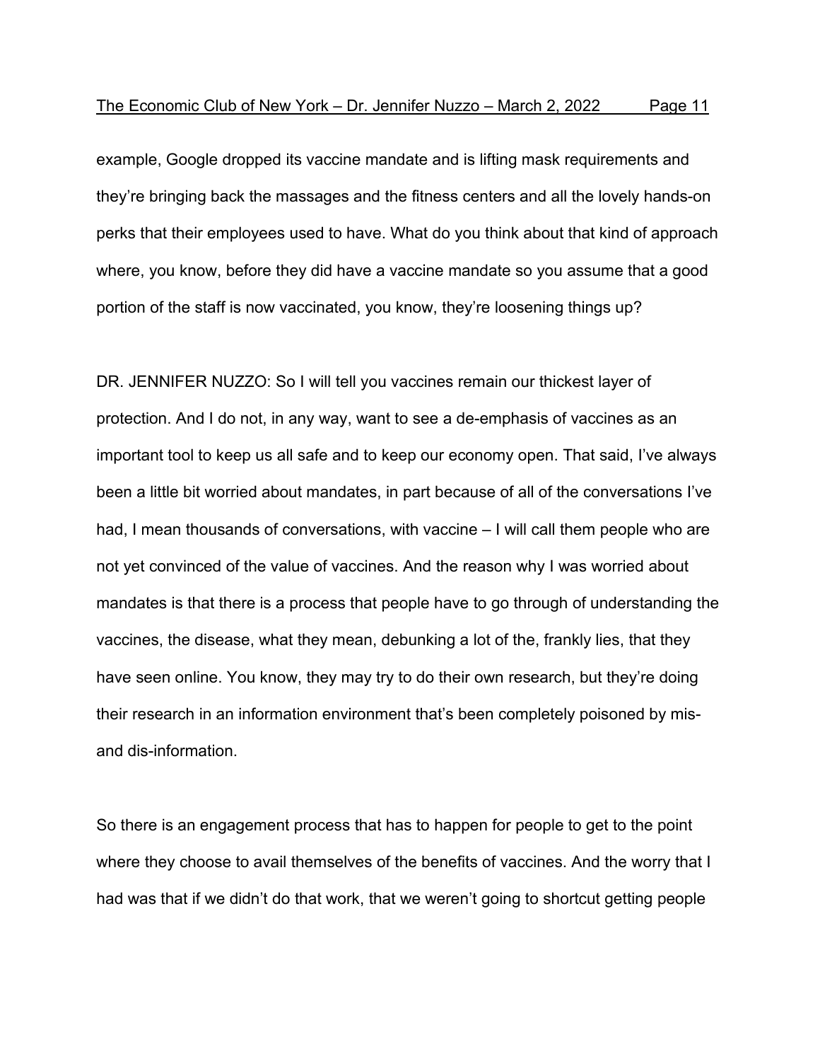example, Google dropped its vaccine mandate and is lifting mask requirements and they're bringing back the massages and the fitness centers and all the lovely hands-on perks that their employees used to have. What do you think about that kind of approach where, you know, before they did have a vaccine mandate so you assume that a good portion of the staff is now vaccinated, you know, they're loosening things up?

DR. JENNIFER NUZZO: So I will tell you vaccines remain our thickest layer of protection. And I do not, in any way, want to see a de-emphasis of vaccines as an important tool to keep us all safe and to keep our economy open. That said, I've always been a little bit worried about mandates, in part because of all of the conversations I've had, I mean thousands of conversations, with vaccine – I will call them people who are not yet convinced of the value of vaccines. And the reason why I was worried about mandates is that there is a process that people have to go through of understanding the vaccines, the disease, what they mean, debunking a lot of the, frankly lies, that they have seen online. You know, they may try to do their own research, but they're doing their research in an information environment that's been completely poisoned by mis- and dis-information.

So there is an engagement process that has to happen for people to get to the point where they choose to avail themselves of the benefits of vaccines. And the worry that I had was that if we didn't do that work, that we weren't going to shortcut getting people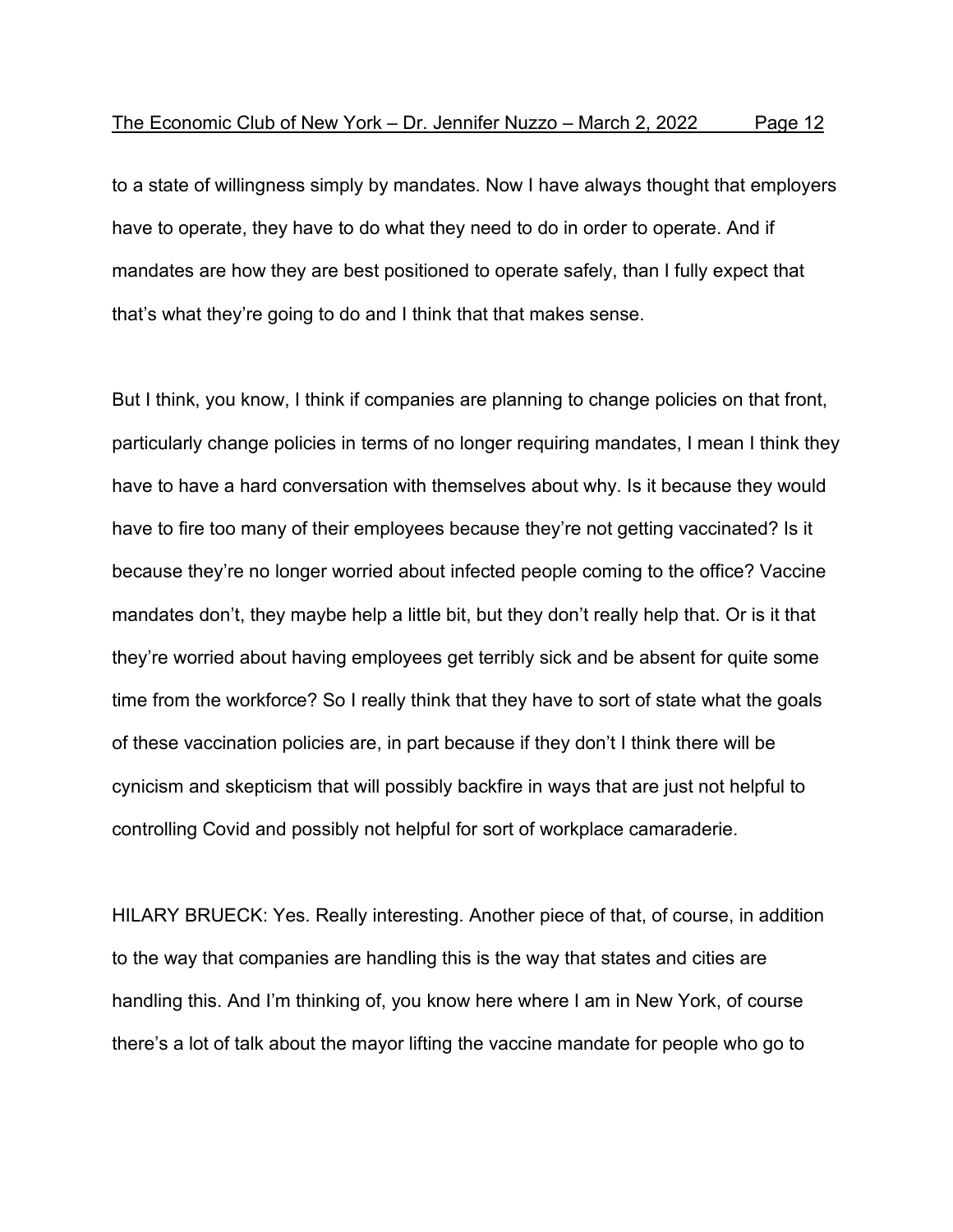to a state of willingness simply by mandates. Now I have always thought that employers have to operate, they have to do what they need to do in order to operate. And if mandates are how they are best positioned to operate safely, than I fully expect that that's what they're going to do and I think that that makes sense.

But I think, you know, I think if companies are planning to change policies on that front, particularly change policies in terms of no longer requiring mandates, I mean I think they have to have a hard conversation with themselves about why. Is it because they would have to fire too many of their employees because they're not getting vaccinated? Is it because they're no longer worried about infected people coming to the office? Vaccine mandates don't, they maybe help a little bit, but they don't really help that. Or is it that they're worried about having employees get terribly sick and be absent for quite some time from the workforce? So I really think that they have to sort of state what the goals of these vaccination policies are, in part because if they don't I think there will be cynicism and skepticism that will possibly backfire in ways that are just not helpful to controlling Covid and possibly not helpful for sort of workplace camaraderie.

HILARY BRUECK: Yes. Really interesting. Another piece of that, of course, in addition to the way that companies are handling this is the way that states and cities are handling this. And I'm thinking of, you know here where I am in New York, of course there's a lot of talk about the mayor lifting the vaccine mandate for people who go to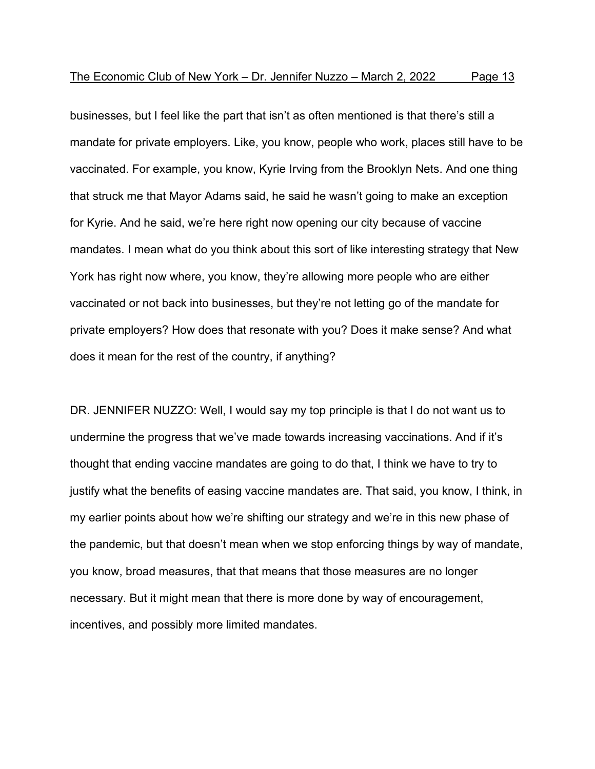businesses, but I feel like the part that isn't as often mentioned is that there's still a mandate for private employers. Like, you know, people who work, places still have to be vaccinated. For example, you know, Kyrie Irving from the Brooklyn Nets. And one thing that struck me that Mayor Adams said, he said he wasn't going to make an exception for Kyrie. And he said, we're here right now opening our city because of vaccine mandates. I mean what do you think about this sort of like interesting strategy that New York has right now where, you know, they're allowing more people who are either vaccinated or not back into businesses, but they're not letting go of the mandate for private employers? How does that resonate with you? Does it make sense? And what does it mean for the rest of the country, if anything?

DR. JENNIFER NUZZO: Well, I would say my top principle is that I do not want us to undermine the progress that we've made towards increasing vaccinations. And if it's thought that ending vaccine mandates are going to do that, I think we have to try to justify what the benefits of easing vaccine mandates are. That said, you know, I think, in my earlier points about how we're shifting our strategy and we're in this new phase of the pandemic, but that doesn't mean when we stop enforcing things by way of mandate, you know, broad measures, that that means that those measures are no longer necessary. But it might mean that there is more done by way of encouragement, incentives, and possibly more limited mandates.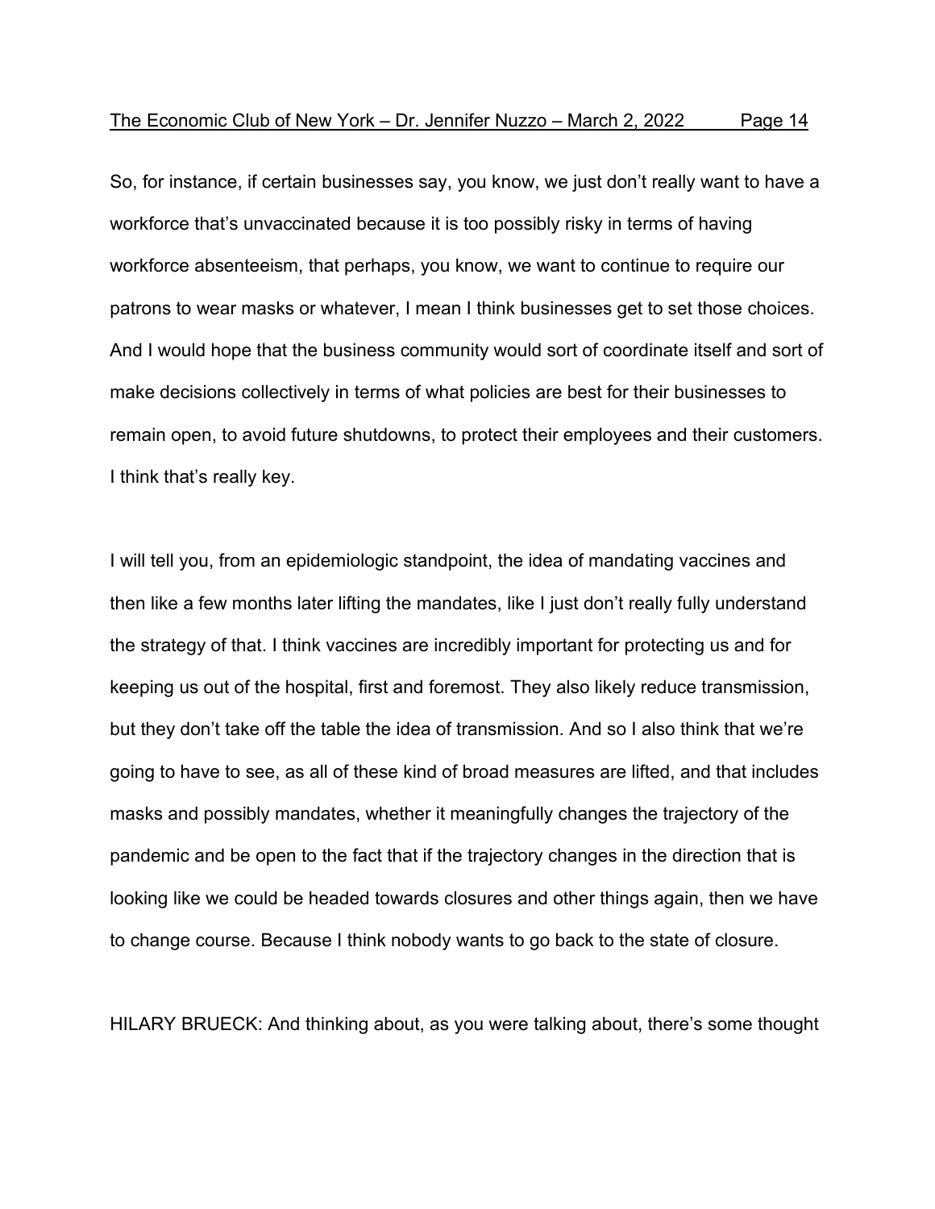So, for instance, if certain businesses say, you know, we just don’t really want to have a workforce that’s unvaccinated because it is too possibly risky in terms of having workforce absenteeism, that perhaps, you know, we want to continue to require our patrons to wear masks or whatever, I mean I think businesses get to set those choices. And I would hope that the business community would sort of coordinate itself and sort of make decisions collectively in terms of what policies are best for their businesses to remain open, to avoid future shutdowns, to protect their employees and their customers. I think that’s really key.

I will tell you, from an epidemiologic standpoint, the idea of mandating vaccines and then like a few months later lifting the mandates, like I just don’t really fully understand the strategy of that. I think vaccines are incredibly important for protecting us and for keeping us out of the hospital, first and foremost. They also likely reduce transmission, but they don’t take off the table the idea of transmission. And so I also think that we’re going to have to see, as all of these kind of broad measures are lifted, and that includes masks and possibly mandates, whether it meaningfully changes the trajectory of the pandemic and be open to the fact that if the trajectory changes in the direction that is looking like we could be headed towards closures and other things again, then we have to change course. Because I think nobody wants to go back to the state of closure.

HILARY BRUECK: And thinking about, as you were talking about, there’s some thought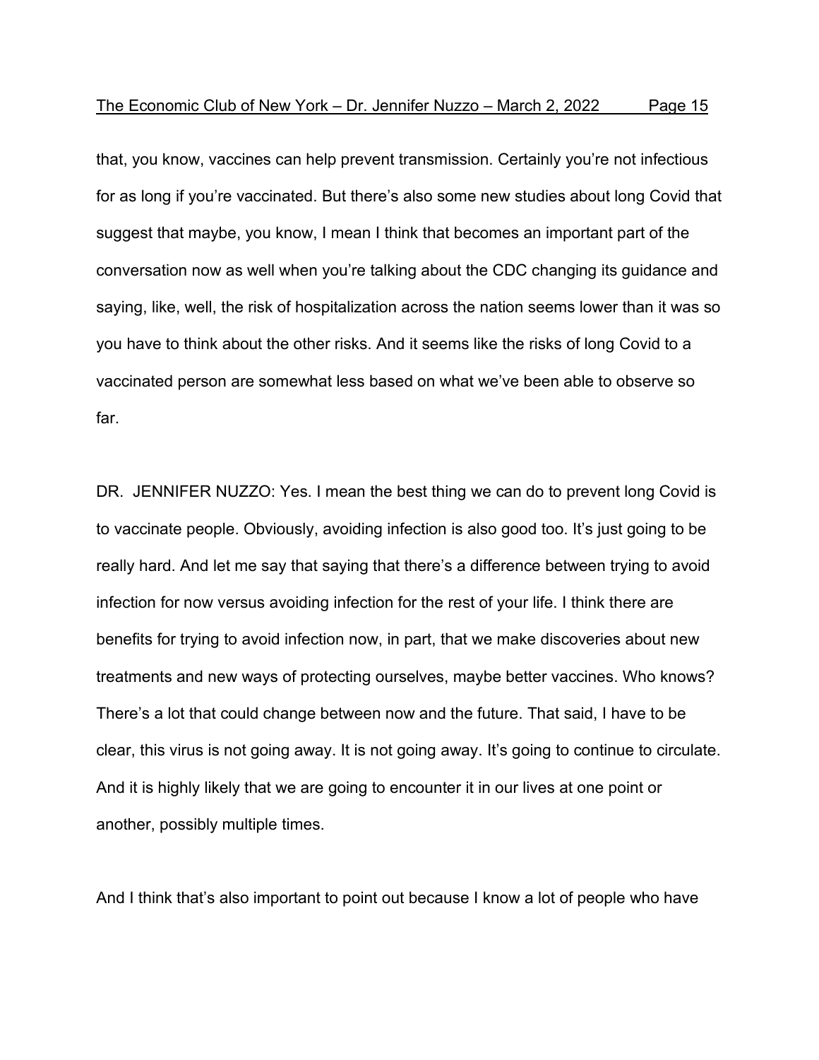that, you know, vaccines can help prevent transmission. Certainly you're not infectious for as long if you're vaccinated. But there's also some new studies about long Covid that suggest that maybe, you know, I mean I think that becomes an important part of the conversation now as well when you're talking about the CDC changing its guidance and saying, like, well, the risk of hospitalization across the nation seems lower than it was so you have to think about the other risks. And it seems like the risks of long Covid to a vaccinated person are somewhat less based on what we've been able to observe so far.

DR. JENNIFER NUZZO: Yes. I mean the best thing we can do to prevent long Covid is to vaccinate people. Obviously, avoiding infection is also good too. It's just going to be really hard. And let me say that saying that there's a difference between trying to avoid infection for now versus avoiding infection for the rest of your life. I think there are benefits for trying to avoid infection now, in part, that we make discoveries about new treatments and new ways of protecting ourselves, maybe better vaccines. Who knows? There's a lot that could change between now and the future. That said, I have to be clear, this virus is not going away. It is not going away. It's going to continue to circulate. And it is highly likely that we are going to encounter it in our lives at one point or another, possibly multiple times.

And I think that's also important to point out because I know a lot of people who have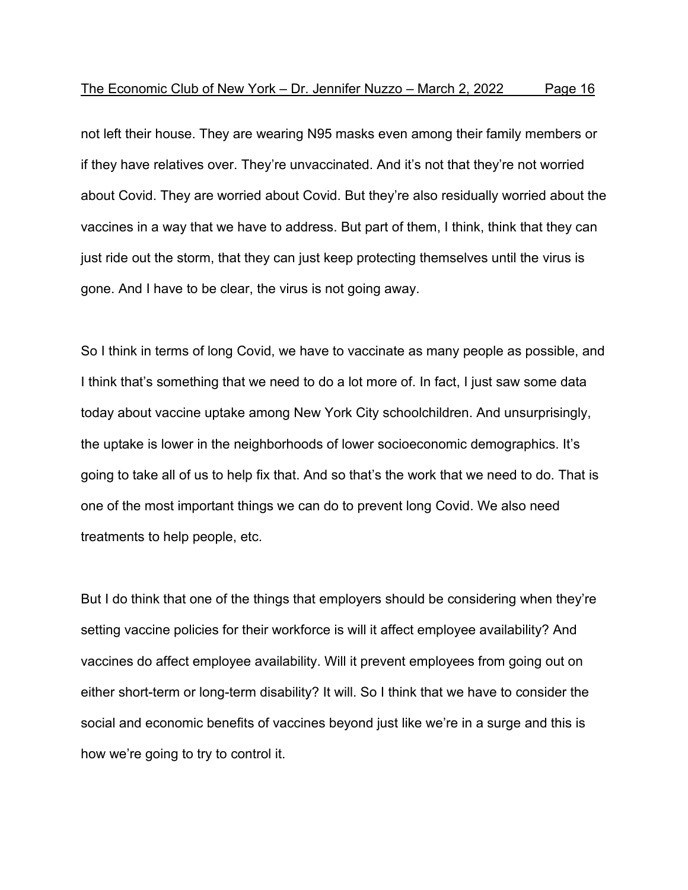not left their house. They are wearing N95 masks even among their family members or if they have relatives over. They're unvaccinated. And it's not that they're not worried about Covid. They are worried about Covid. But they're also residually worried about the vaccines in a way that we have to address. But part of them, I think, think that they can just ride out the storm, that they can just keep protecting themselves until the virus is gone. And I have to be clear, the virus is not going away.

So I think in terms of long Covid, we have to vaccinate as many people as possible, and I think that's something that we need to do a lot more of. In fact, I just saw some data today about vaccine uptake among New York City schoolchildren. And unsurprisingly, the uptake is lower in the neighborhoods of lower socioeconomic demographics. It's going to take all of us to help fix that. And so that's the work that we need to do. That is one of the most important things we can do to prevent long Covid. We also need treatments to help people, etc.

But I do think that one of the things that employers should be considering when they're setting vaccine policies for their workforce is will it affect employee availability? And vaccines do affect employee availability. Will it prevent employees from going out on either short-term or long-term disability? It will. So I think that we have to consider the social and economic benefits of vaccines beyond just like we're in a surge and this is how we're going to try to control it.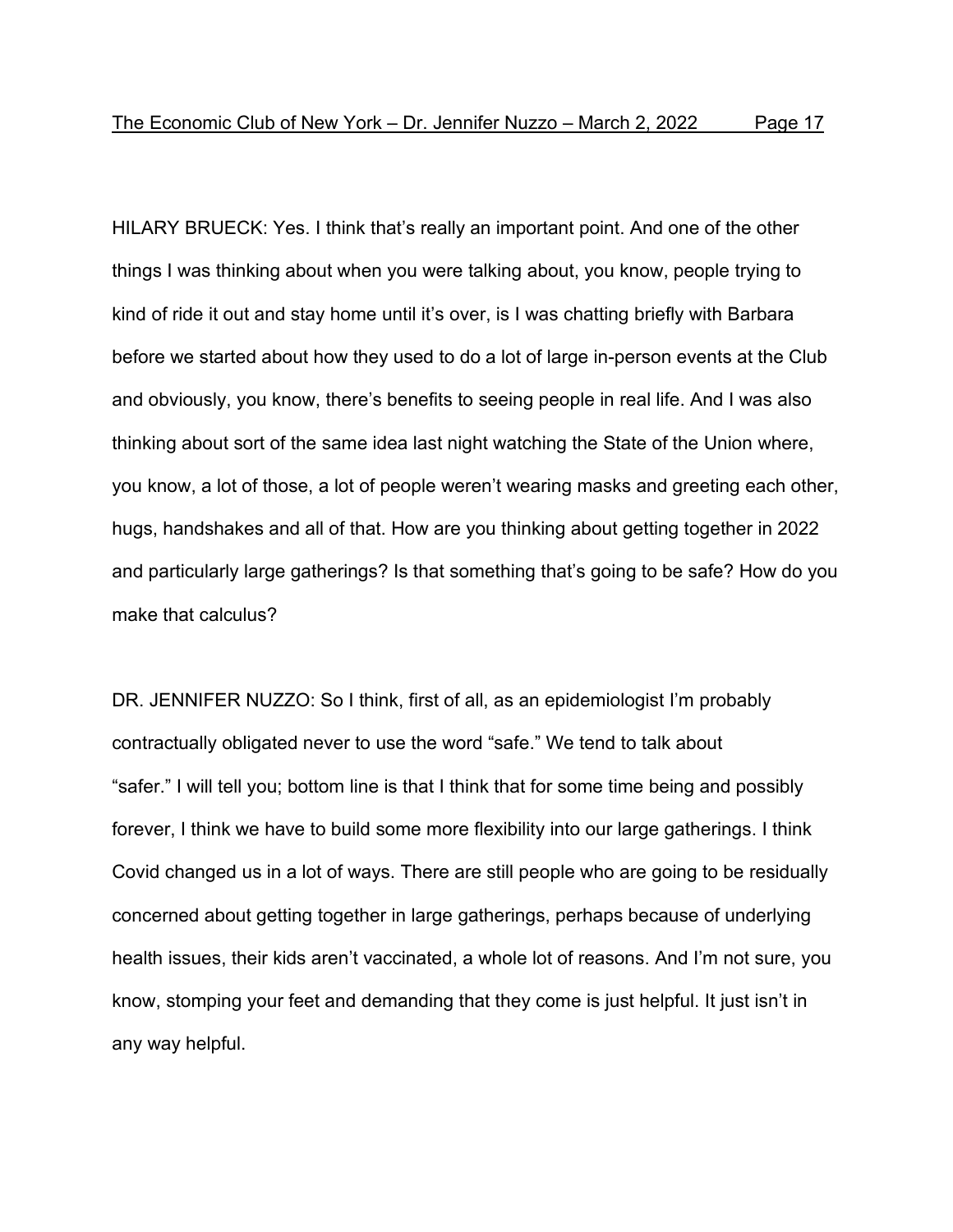HILARY BRUECK: Yes. I think that's really an important point. And one of the other things I was thinking about when you were talking about, you know, people trying to kind of ride it out and stay home until it's over, is I was chatting briefly with Barbara before we started about how they used to do a lot of large in-person events at the Club and obviously, you know, there's benefits to seeing people in real life. And I was also thinking about sort of the same idea last night watching the State of the Union where, you know, a lot of those, a lot of people weren't wearing masks and greeting each other, hugs, handshakes and all of that. How are you thinking about getting together in 2022 and particularly large gatherings? Is that something that's going to be safe? How do you make that calculus?

DR. JENNIFER NUZZO: So I think, first of all, as an epidemiologist I'm probably contractually obligated never to use the word "safe." We tend to talk about "safer." I will tell you; bottom line is that I think that for some time being and possibly forever, I think we have to build some more flexibility into our large gatherings. I think Covid changed us in a lot of ways. There are still people who are going to be residually concerned about getting together in large gatherings, perhaps because of underlying health issues, their kids aren't vaccinated, a whole lot of reasons. And I'm not sure, you know, stomping your feet and demanding that they come is just helpful. It just isn't in any way helpful.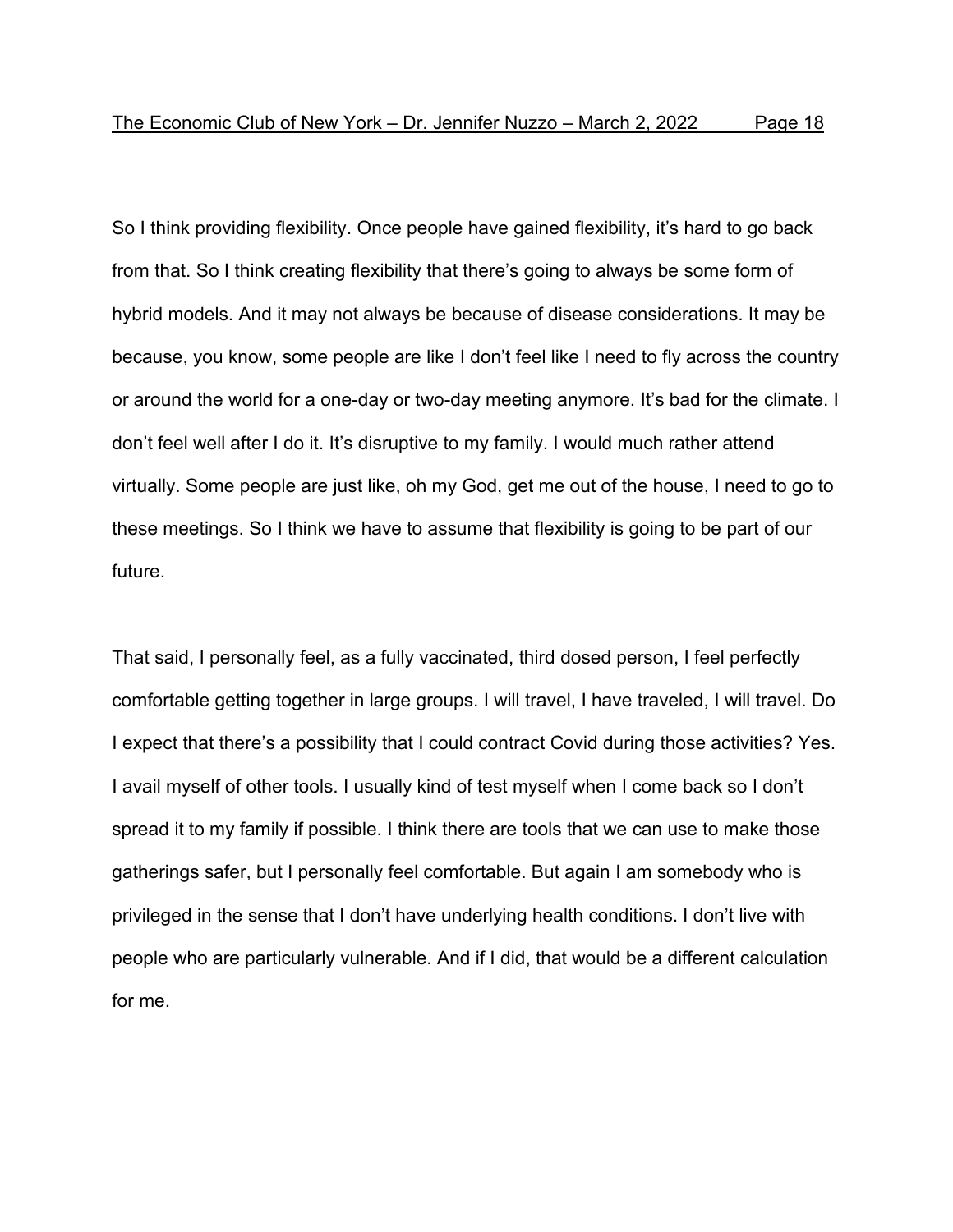So I think providing flexibility. Once people have gained flexibility, it's hard to go back from that. So I think creating flexibility that there's going to always be some form of hybrid models. And it may not always be because of disease considerations. It may be because, you know, some people are like I don't feel like I need to fly across the country or around the world for a one-day or two-day meeting anymore. It's bad for the climate. I don't feel well after I do it. It's disruptive to my family. I would much rather attend virtually. Some people are just like, oh my God, get me out of the house, I need to go to these meetings. So I think we have to assume that flexibility is going to be part of our future.

That said, I personally feel, as a fully vaccinated, third dosed person, I feel perfectly comfortable getting together in large groups. I will travel, I have traveled, I will travel. Do I expect that there's a possibility that I could contract Covid during those activities? Yes. I avail myself of other tools. I usually kind of test myself when I come back so I don't spread it to my family if possible. I think there are tools that we can use to make those gatherings safer, but I personally feel comfortable. But again I am somebody who is privileged in the sense that I don't have underlying health conditions. I don't live with people who are particularly vulnerable. And if I did, that would be a different calculation for me.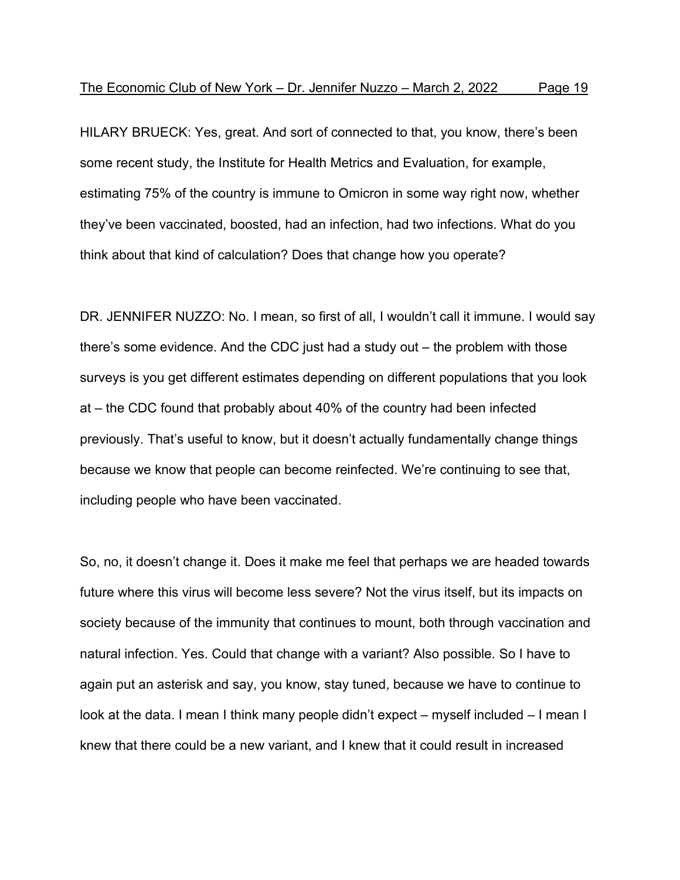HILARY BRUECK: Yes, great. And sort of connected to that, you know, there's been some recent study, the Institute for Health Metrics and Evaluation, for example, estimating 75% of the country is immune to Omicron in some way right now, whether they've been vaccinated, boosted, had an infection, had two infections. What do you think about that kind of calculation? Does that change how you operate?

DR. JENNIFER NUZZO: No. I mean, so first of all, I wouldn't call it immune. I would say there's some evidence. And the CDC just had a study out – the problem with those surveys is you get different estimates depending on different populations that you look at – the CDC found that probably about 40% of the country had been infected previously. That's useful to know, but it doesn't actually fundamentally change things because we know that people can become reinfected. We're continuing to see that, including people who have been vaccinated.

So, no, it doesn't change it. Does it make me feel that perhaps we are headed towards future where this virus will become less severe? Not the virus itself, but its impacts on society because of the immunity that continues to mount, both through vaccination and natural infection. Yes. Could that change with a variant? Also possible. So I have to again put an asterisk and say, you know, stay tuned, because we have to continue to look at the data. I mean I think many people didn't expect – myself included – I mean I knew that there could be a new variant, and I knew that it could result in increased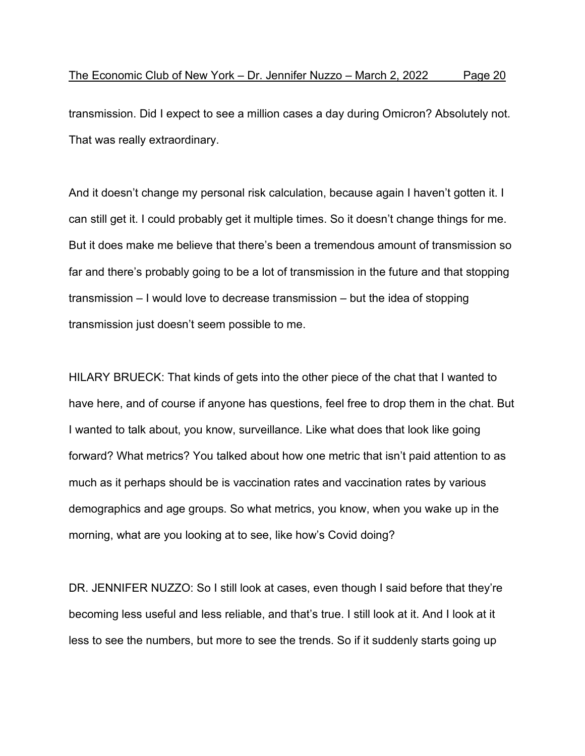transmission. Did I expect to see a million cases a day during Omicron? Absolutely not. That was really extraordinary.

And it doesn't change my personal risk calculation, because again I haven't gotten it. I can still get it. I could probably get it multiple times. So it doesn't change things for me. But it does make me believe that there's been a tremendous amount of transmission so far and there's probably going to be a lot of transmission in the future and that stopping transmission – I would love to decrease transmission – but the idea of stopping transmission just doesn't seem possible to me.

HILARY BRUECK: That kinds of gets into the other piece of the chat that I wanted to have here, and of course if anyone has questions, feel free to drop them in the chat. But I wanted to talk about, you know, surveillance. Like what does that look like going forward? What metrics? You talked about how one metric that isn't paid attention to as much as it perhaps should be is vaccination rates and vaccination rates by various demographics and age groups. So what metrics, you know, when you wake up in the morning, what are you looking at to see, like how's Covid doing?

DR. JENNIFER NUZZO: So I still look at cases, even though I said before that they're becoming less useful and less reliable, and that's true. I still look at it. And I look at it less to see the numbers, but more to see the trends. So if it suddenly starts going up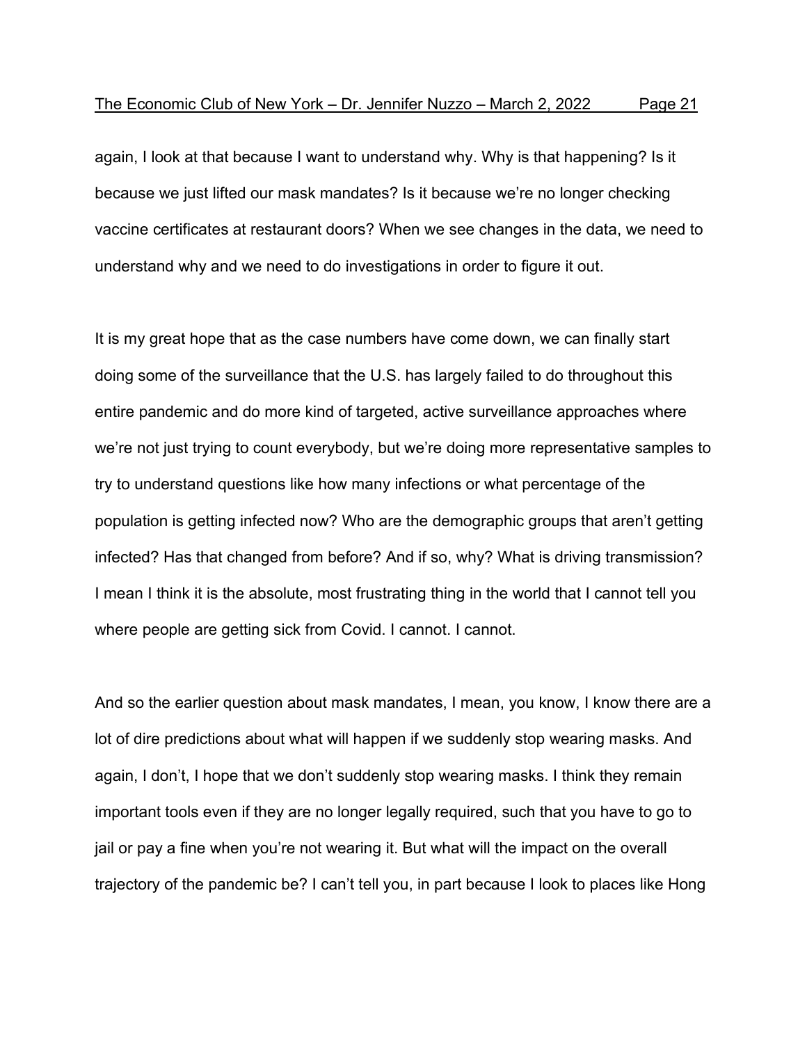again, I look at that because I want to understand why. Why is that happening? Is it because we just lifted our mask mandates? Is it because we're no longer checking vaccine certificates at restaurant doors? When we see changes in the data, we need to understand why and we need to do investigations in order to figure it out.

It is my great hope that as the case numbers have come down, we can finally start doing some of the surveillance that the U.S. has largely failed to do throughout this entire pandemic and do more kind of targeted, active surveillance approaches where we're not just trying to count everybody, but we're doing more representative samples to try to understand questions like how many infections or what percentage of the population is getting infected now? Who are the demographic groups that aren't getting infected? Has that changed from before? And if so, why? What is driving transmission? I mean I think it is the absolute, most frustrating thing in the world that I cannot tell you where people are getting sick from Covid. I cannot. I cannot.

And so the earlier question about mask mandates, I mean, you know, I know there are a lot of dire predictions about what will happen if we suddenly stop wearing masks. And again, I don't, I hope that we don't suddenly stop wearing masks. I think they remain important tools even if they are no longer legally required, such that you have to go to jail or pay a fine when you're not wearing it. But what will the impact on the overall trajectory of the pandemic be? I can't tell you, in part because I look to places like Hong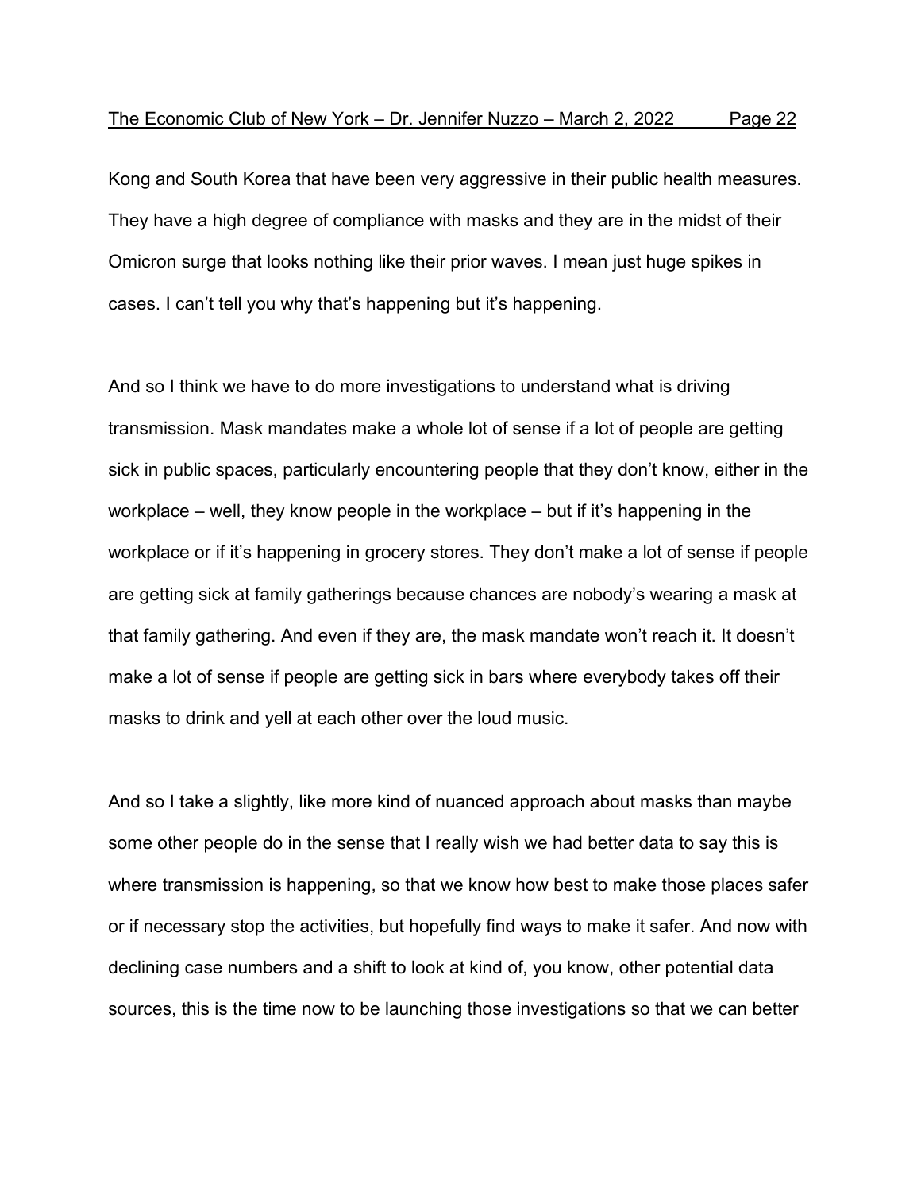Kong and South Korea that have been very aggressive in their public health measures. They have a high degree of compliance with masks and they are in the midst of their Omicron surge that looks nothing like their prior waves. I mean just huge spikes in cases. I can't tell you why that's happening but it's happening.

And so I think we have to do more investigations to understand what is driving transmission. Mask mandates make a whole lot of sense if a lot of people are getting sick in public spaces, particularly encountering people that they don't know, either in the workplace – well, they know people in the workplace – but if it's happening in the workplace or if it's happening in grocery stores. They don't make a lot of sense if people are getting sick at family gatherings because chances are nobody's wearing a mask at that family gathering. And even if they are, the mask mandate won't reach it. It doesn't make a lot of sense if people are getting sick in bars where everybody takes off their masks to drink and yell at each other over the loud music.

And so I take a slightly, like more kind of nuanced approach about masks than maybe some other people do in the sense that I really wish we had better data to say this is where transmission is happening, so that we know how best to make those places safer or if necessary stop the activities, but hopefully find ways to make it safer. And now with declining case numbers and a shift to look at kind of, you know, other potential data sources, this is the time now to be launching those investigations so that we can better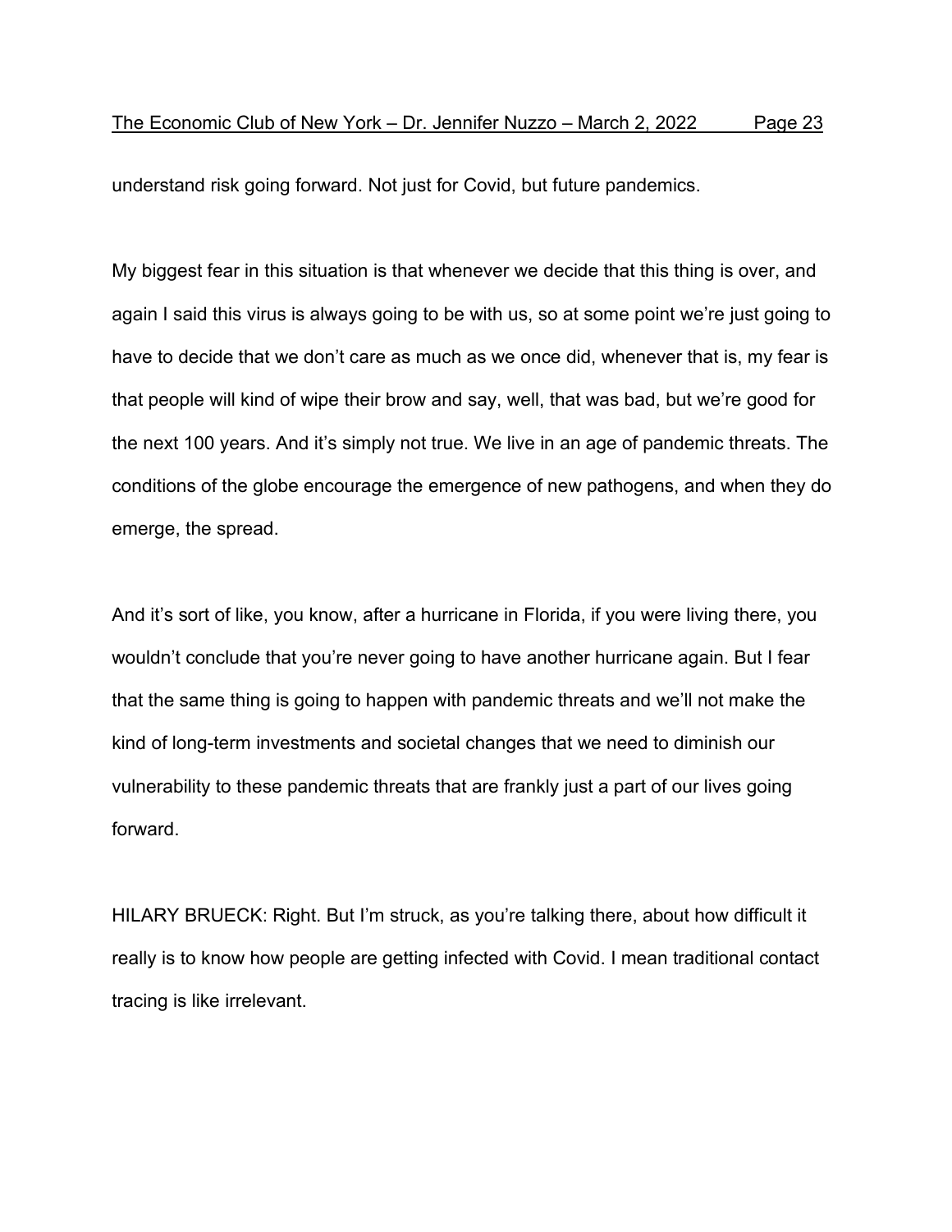understand risk going forward. Not just for Covid, but future pandemics.

My biggest fear in this situation is that whenever we decide that this thing is over, and again I said this virus is always going to be with us, so at some point we're just going to have to decide that we don't care as much as we once did, whenever that is, my fear is that people will kind of wipe their brow and say, well, that was bad, but we're good for the next 100 years. And it's simply not true. We live in an age of pandemic threats. The conditions of the globe encourage the emergence of new pathogens, and when they do emerge, the spread.

And it's sort of like, you know, after a hurricane in Florida, if you were living there, you wouldn't conclude that you're never going to have another hurricane again. But I fear that the same thing is going to happen with pandemic threats and we'll not make the kind of long-term investments and societal changes that we need to diminish our vulnerability to these pandemic threats that are frankly just a part of our lives going forward.

HILARY BRUECK: Right. But I'm struck, as you're talking there, about how difficult it really is to know how people are getting infected with Covid. I mean traditional contact tracing is like irrelevant.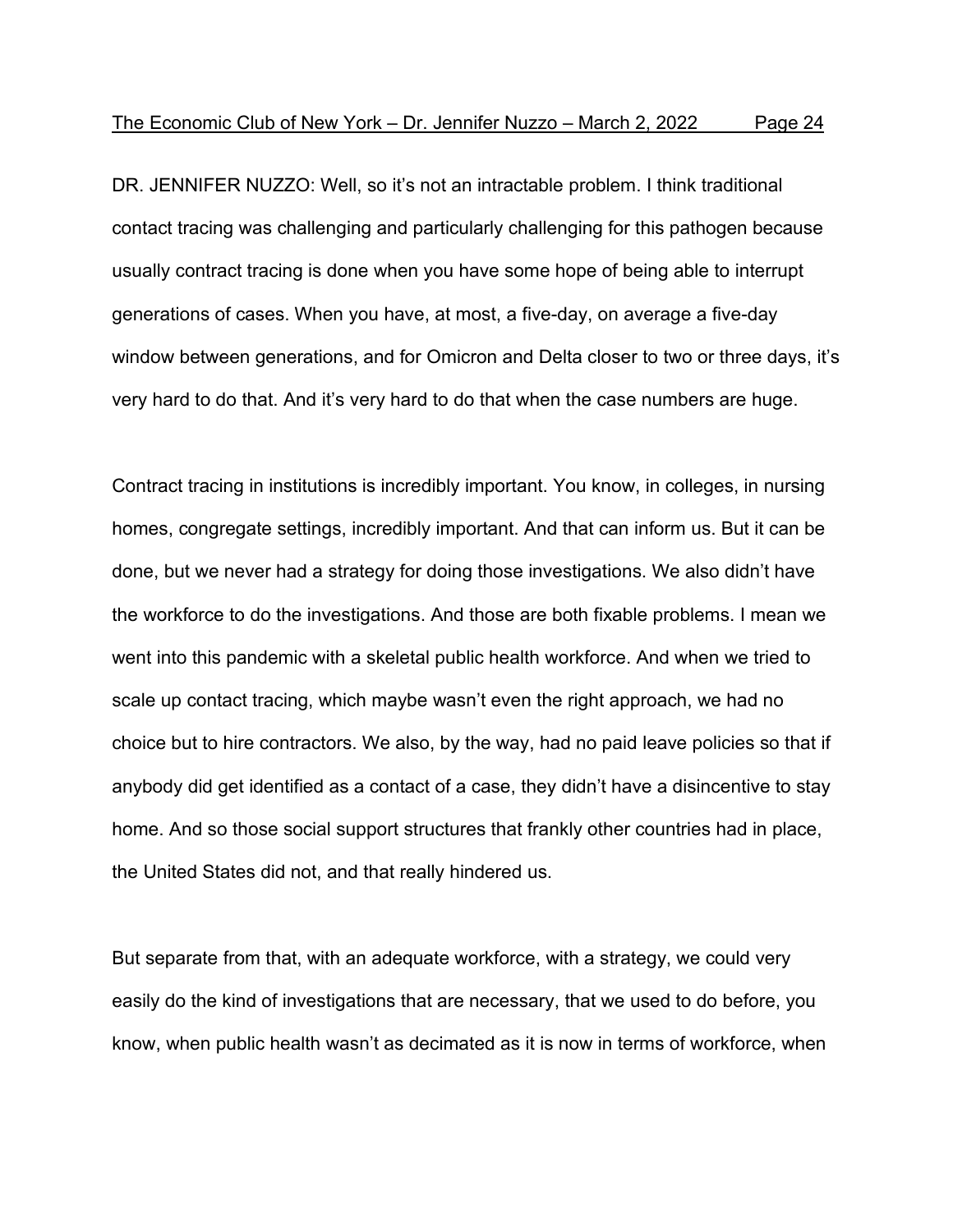DR. JENNIFER NUZZO: Well, so it's not an intractable problem. I think traditional contact tracing was challenging and particularly challenging for this pathogen because usually contract tracing is done when you have some hope of being able to interrupt generations of cases. When you have, at most, a five-day, on average a five-day window between generations, and for Omicron and Delta closer to two or three days, it's very hard to do that. And it's very hard to do that when the case numbers are huge.

Contract tracing in institutions is incredibly important. You know, in colleges, in nursing homes, congregate settings, incredibly important. And that can inform us. But it can be done, but we never had a strategy for doing those investigations. We also didn't have the workforce to do the investigations. And those are both fixable problems. I mean we went into this pandemic with a skeletal public health workforce. And when we tried to scale up contact tracing, which maybe wasn't even the right approach, we had no choice but to hire contractors. We also, by the way, had no paid leave policies so that if anybody did get identified as a contact of a case, they didn't have a disincentive to stay home. And so those social support structures that frankly other countries had in place, the United States did not, and that really hindered us.

But separate from that, with an adequate workforce, with a strategy, we could very easily do the kind of investigations that are necessary, that we used to do before, you know, when public health wasn't as decimated as it is now in terms of workforce, when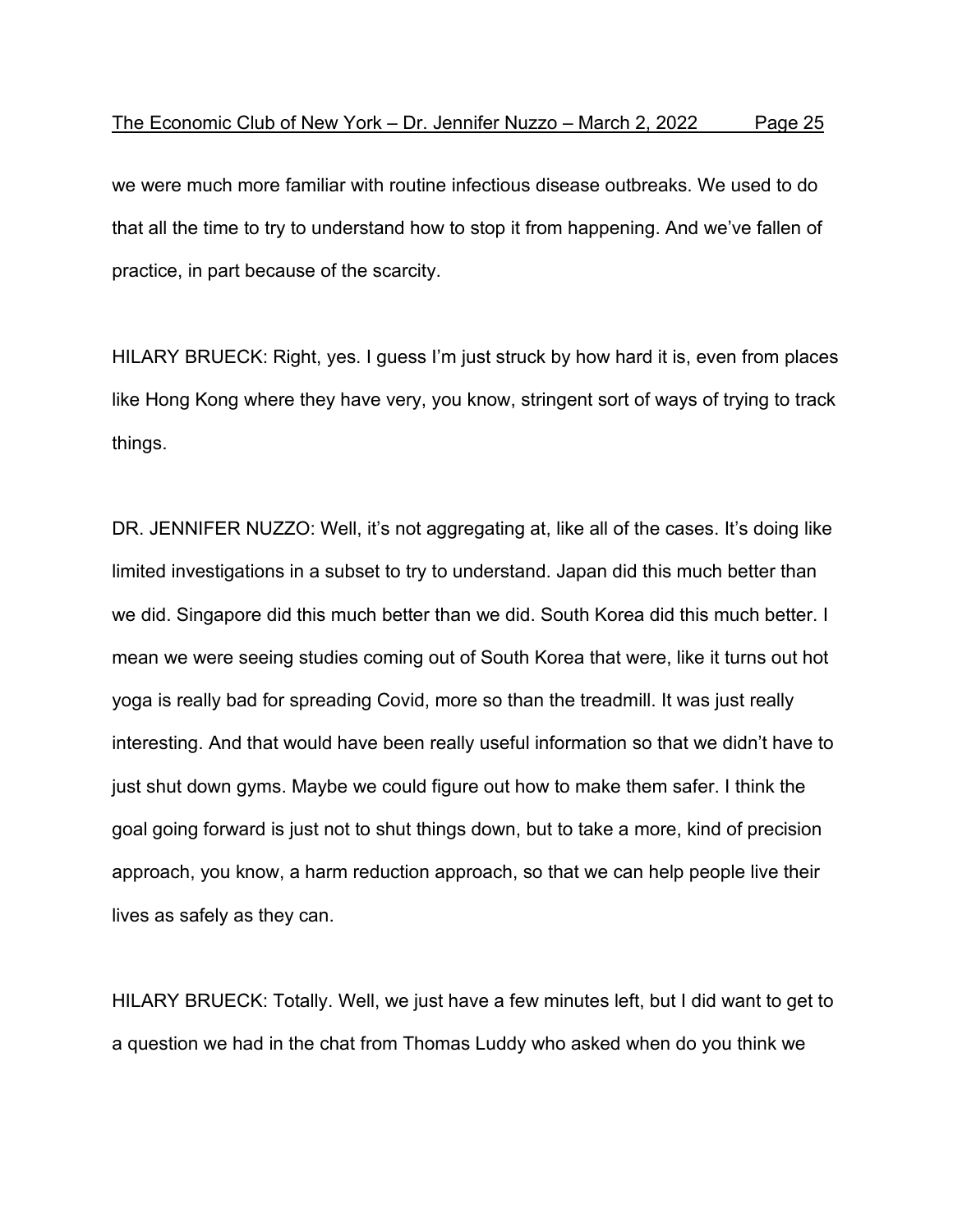we were much more familiar with routine infectious disease outbreaks. We used to do that all the time to try to understand how to stop it from happening. And we've fallen of practice, in part because of the scarcity.

HILARY BRUECK: Right, yes. I guess I'm just struck by how hard it is, even from places like Hong Kong where they have very, you know, stringent sort of ways of trying to track things.

DR. JENNIFER NUZZO: Well, it's not aggregating at, like all of the cases. It's doing like limited investigations in a subset to try to understand. Japan did this much better than we did. Singapore did this much better than we did. South Korea did this much better. I mean we were seeing studies coming out of South Korea that were, like it turns out hot yoga is really bad for spreading Covid, more so than the treadmill. It was just really interesting. And that would have been really useful information so that we didn't have to just shut down gyms. Maybe we could figure out how to make them safer. I think the goal going forward is just not to shut things down, but to take a more, kind of precision approach, you know, a harm reduction approach, so that we can help people live their lives as safely as they can.

HILARY BRUECK: Totally. Well, we just have a few minutes left, but I did want to get to a question we had in the chat from Thomas Luddy who asked when do you think we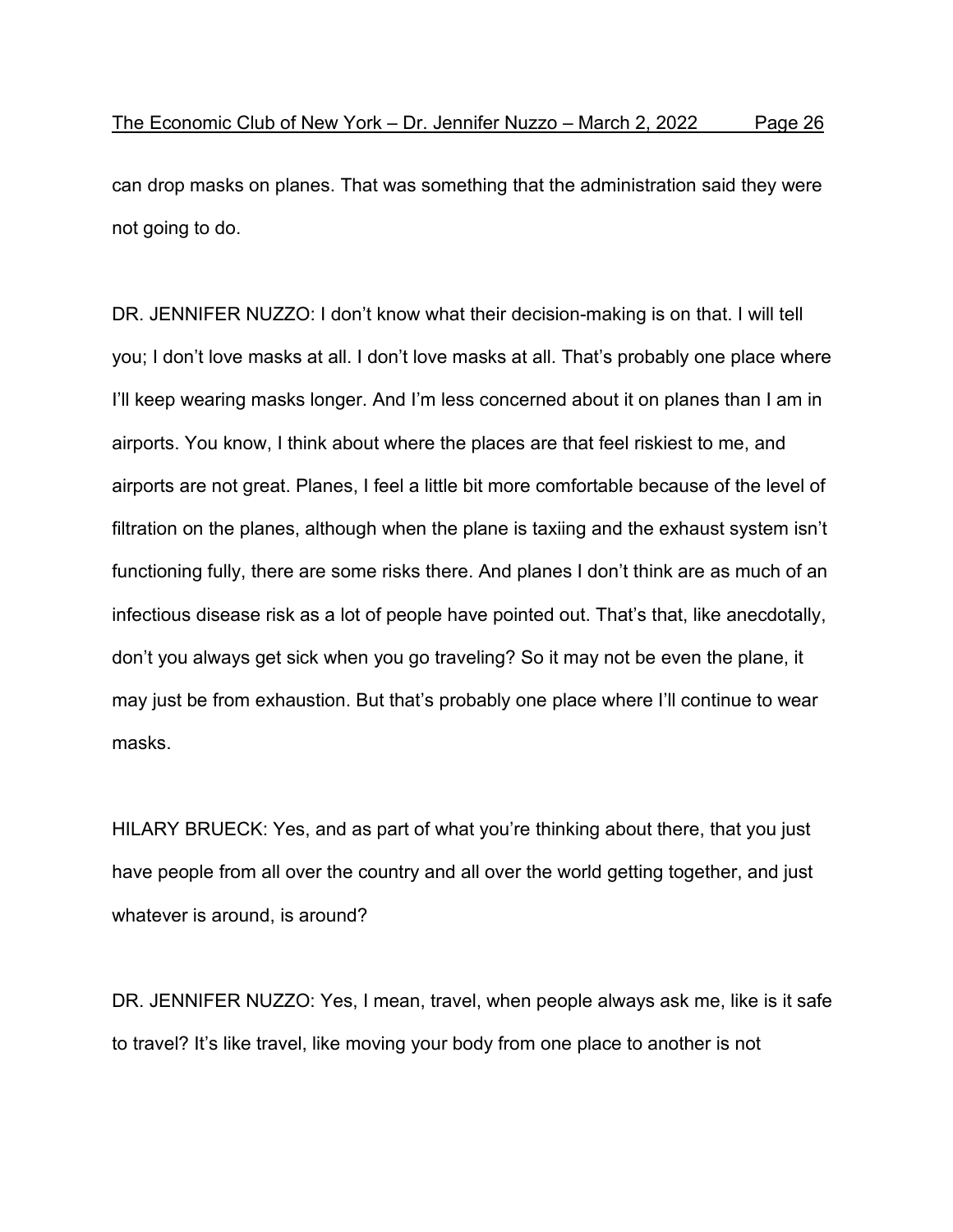can drop masks on planes. That was something that the administration said they were not going to do.

DR. JENNIFER NUZZO: I don't know what their decision-making is on that. I will tell you; I don't love masks at all. I don't love masks at all. That's probably one place where I'll keep wearing masks longer. And I'm less concerned about it on planes than I am in airports. You know, I think about where the places are that feel riskiest to me, and airports are not great. Planes, I feel a little bit more comfortable because of the level of filtration on the planes, although when the plane is taxiing and the exhaust system isn't functioning fully, there are some risks there. And planes I don't think are as much of an infectious disease risk as a lot of people have pointed out. That's that, like anecdotally, don't you always get sick when you go traveling? So it may not be even the plane, it may just be from exhaustion. But that's probably one place where I'll continue to wear masks.

HILARY BRUECK: Yes, and as part of what you're thinking about there, that you just have people from all over the country and all over the world getting together, and just whatever is around, is around?

DR. JENNIFER NUZZO: Yes, I mean, travel, when people always ask me, like is it safe to travel? It's like travel, like moving your body from one place to another is not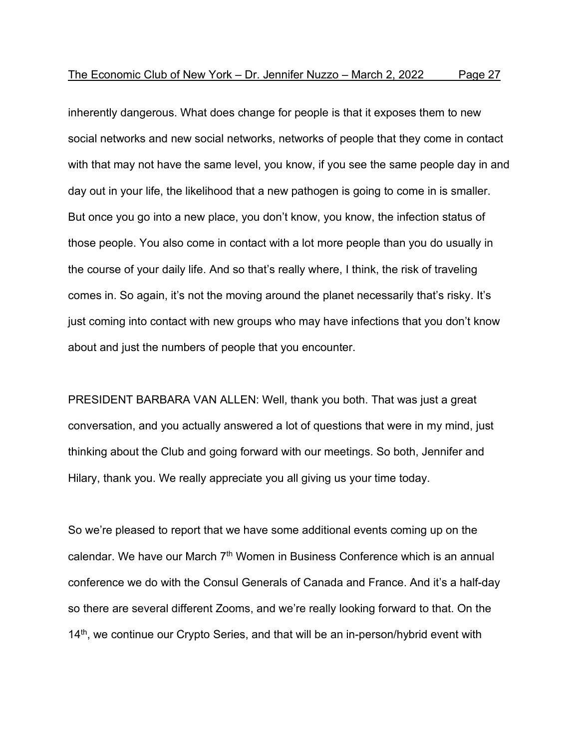inherently dangerous. What does change for people is that it exposes them to new social networks and new social networks, networks of people that they come in contact with that may not have the same level, you know, if you see the same people day in and day out in your life, the likelihood that a new pathogen is going to come in is smaller. But once you go into a new place, you don't know, you know, the infection status of those people. You also come in contact with a lot more people than you do usually in the course of your daily life. And so that's really where, I think, the risk of traveling comes in. So again, it's not the moving around the planet necessarily that's risky. It's just coming into contact with new groups who may have infections that you don't know about and just the numbers of people that you encounter.

PRESIDENT BARBARA VAN ALLEN: Well, thank you both. That was just a great conversation, and you actually answered a lot of questions that were in my mind, just thinking about the Club and going forward with our meetings. So both, Jennifer and Hilary, thank you. We really appreciate you all giving us your time today.

So we're pleased to report that we have some additional events coming up on the calendar. We have our March 7th Women in Business Conference which is an annual conference we do with the Consul Generals of Canada and France. And it's a half-day so there are several different Zooms, and we're really looking forward to that. On the 14th, we continue our Crypto Series, and that will be an in-person/hybrid event with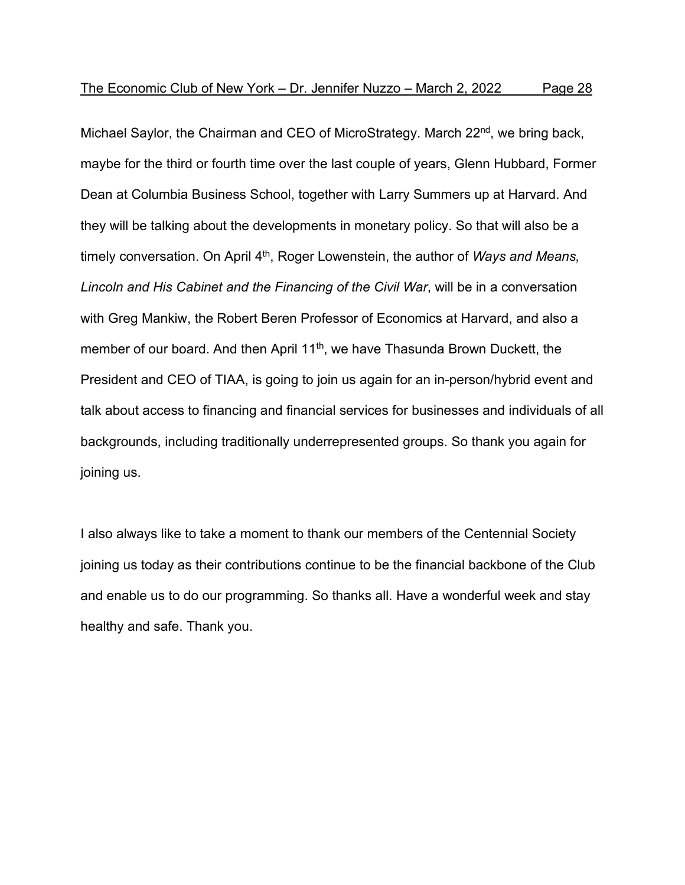Michael Saylor, the Chairman and CEO of MicroStrategy. March 22nd, we bring back, maybe for the third or fourth time over the last couple of years, Glenn Hubbard, Former Dean at Columbia Business School, together with Larry Summers up at Harvard. And they will be talking about the developments in monetary policy. So that will also be a timely conversation. On April 4th, Roger Lowenstein, the author of *Ways and Means, Lincoln and His Cabinet and the Financing of the Civil War*, will be in a conversation with Greg Mankiw, the Robert Beren Professor of Economics at Harvard, and also a member of our board. And then April 11th, we have Thasunda Brown Duckett, the President and CEO of TIAA, is going to join us again for an in-person/hybrid event and talk about access to financing and financial services for businesses and individuals of all backgrounds, including traditionally underrepresented groups. So thank you again for joining us.

I also always like to take a moment to thank our members of the Centennial Society joining us today as their contributions continue to be the financial backbone of the Club and enable us to do our programming. So thanks all. Have a wonderful week and stay healthy and safe. Thank you.